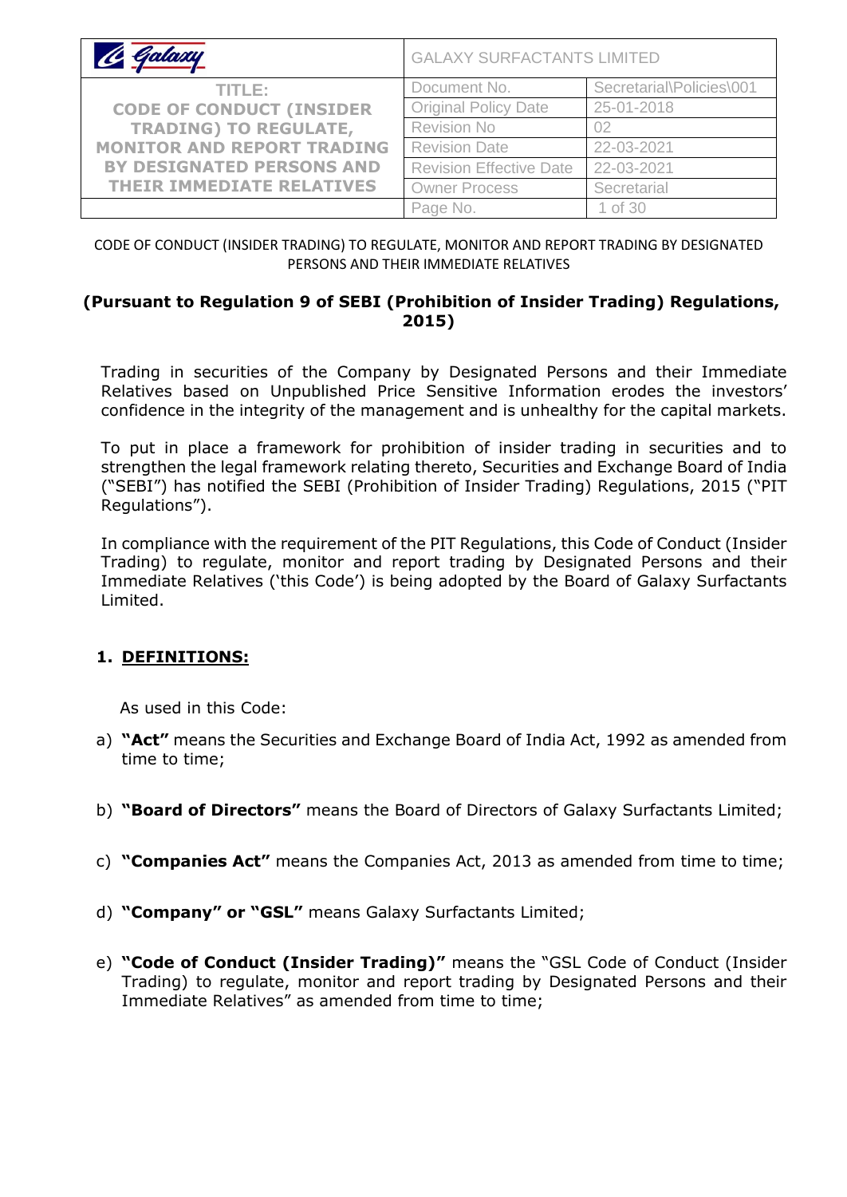| Galaxy | GALAXY SURFACTANTS LIMITED | |
|---|---|---|
| TITLE: CODE OF CONDUCT (INSIDER TRADING) TO REGULATE, MONITOR AND REPORT TRADING BY DESIGNATED PERSONS AND THEIR IMMEDIATE RELATIVES | Document No. | Secretarial\Policies\001 |
| | Original Policy Date | 25-01-2018 |
| | Revision No | 02 |
| | Revision Date | 22-03-2021 |
| | Revision Effective Date | 22-03-2021 |
| | Owner Process | Secretarial |

CODE OF CONDUCT (INSIDER TRADING) TO REGULATE, MONITOR AND REPORT TRADING BY DESIGNATED PERSONS AND THEIR IMMEDIATE RELATIVES

**(Pursuant to Regulation 9 of SEBI (Prohibition of Insider Trading) Regulations, 2015)**

Trading in securities of the Company by Designated Persons and their Immediate Relatives based on Unpublished Price Sensitive Information erodes the investors' confidence in the integrity of the management and is unhealthy for the capital markets.

To put in place a framework for prohibition of insider trading in securities and to strengthen the legal framework relating thereto, Securities and Exchange Board of India ("SEBI") has notified the SEBI (Prohibition of Insider Trading) Regulations, 2015 ("PIT Regulations").

In compliance with the requirement of the PIT Regulations, this Code of Conduct (Insider Trading) to regulate, monitor and report trading by Designated Persons and their Immediate Relatives ('this Code') is being adopted by the Board of Galaxy Surfactants Limited.

## 1. DEFINITIONS:

As used in this Code:

a) **"Act"** means the Securities and Exchange Board of India Act, 1992 as amended from time to time;

b) **"Board of Directors"** means the Board of Directors of Galaxy Surfactants Limited;

c) **"Companies Act"** means the Companies Act, 2013 as amended from time to time;

d) **"Company" or "GSL"** means Galaxy Surfactants Limited;

e) **"Code of Conduct (Insider Trading)"** means the "GSL Code of Conduct (Insider Trading) to regulate, monitor and report trading by Designated Persons and their Immediate Relatives" as amended from time to time;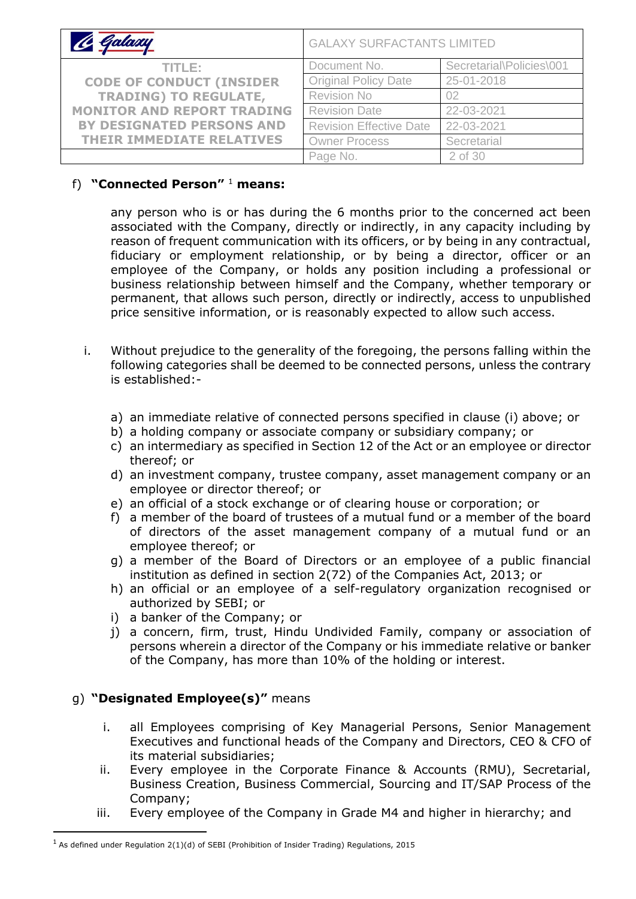f) **"Connected Person"** [1] **means:**

any person who is or has during the 6 months prior to the concerned act been associated with the Company, directly or indirectly, in any capacity including by reason of frequent communication with its officers, or by being in any contractual, fiduciary or employment relationship, or by being a director, officer or an employee of the Company, or holds any position including a professional or business relationship between himself and the Company, whether temporary or permanent, that allows such person, directly or indirectly, access to unpublished price sensitive information, or is reasonably expected to allow such access.

i. Without prejudice to the generality of the foregoing, the persons falling within the following categories shall be deemed to be connected persons, unless the contrary is established:-

   a) an immediate relative of connected persons specified in clause (i) above; or
   b) a holding company or associate company or subsidiary company; or
   c) an intermediary as specified in Section 12 of the Act or an employee or director thereof; or
   d) an investment company, trustee company, asset management company or an employee or director thereof; or
   e) an official of a stock exchange or of clearing house or corporation; or
   f) a member of the board of trustees of a mutual fund or a member of the board of directors of the asset management company of a mutual fund or an employee thereof; or
   g) a member of the Board of Directors or an employee of a public financial institution as defined in section 2(72) of the Companies Act, 2013; or
   h) an official or an employee of a self-regulatory organization recognised or authorized by SEBI; or
   i) a banker of the Company; or
   j) a concern, firm, trust, Hindu Undivided Family, company or association of persons wherein a director of the Company or his immediate relative or banker of the Company, has more than 10% of the holding or interest.

g) **"Designated Employee(s)"** means

   i. all Employees comprising of Key Managerial Persons, Senior Management Executives and functional heads of the Company and Directors, CEO & CFO of its material subsidiaries;
   ii. Every employee in the Corporate Finance & Accounts (RMU), Secretarial, Business Creation, Business Commercial, Sourcing and IT/SAP Process of the Company;
   iii. Every employee of the Company in Grade M4 and higher in hierarchy; and

---

[1] As defined under Regulation 2(1)(d) of SEBI (Prohibition of Insider Trading) Regulations, 2015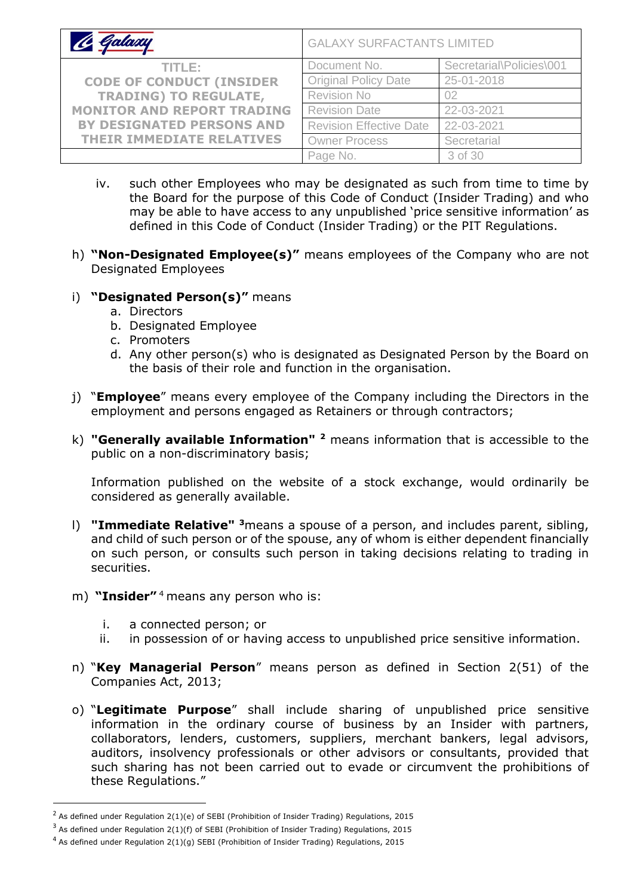iv. such other Employees who may be designated as such from time to time by the Board for the purpose of this Code of Conduct (Insider Trading) and who may be able to have access to any unpublished 'price sensitive information' as defined in this Code of Conduct (Insider Trading) or the PIT Regulations.

h) **"Non-Designated Employee(s)"** means employees of the Company who are not Designated Employees

i) **"Designated Person(s)"** means
   a. Directors
   b. Designated Employee
   c. Promoters
   d. Any other person(s) who is designated as Designated Person by the Board on the basis of their role and function in the organisation.

j) "**Employee**" means every employee of the Company including the Directors in the employment and persons engaged as Retainers or through contractors;

k) **"Generally available Information"** [2] means information that is accessible to the public on a non-discriminatory basis;

   Information published on the website of a stock exchange, would ordinarily be considered as generally available.

l) **"Immediate Relative"** [3] means a spouse of a person, and includes parent, sibling, and child of such person or of the spouse, any of whom is either dependent financially on such person, or consults such person in taking decisions relating to trading in securities.

m) **"Insider"** [4] means any person who is:

   i. a connected person; or
   ii. in possession of or having access to unpublished price sensitive information.

n) "**Key Managerial Person**" means person as defined in Section 2(51) of the Companies Act, 2013;

o) "**Legitimate Purpose**" shall include sharing of unpublished price sensitive information in the ordinary course of business by an Insider with partners, collaborators, lenders, customers, suppliers, merchant bankers, legal advisors, auditors, insolvency professionals or other advisors or consultants, provided that such sharing has not been carried out to evade or circumvent the prohibitions of these Regulations."

---

[2] As defined under Regulation 2(1)(e) of SEBI (Prohibition of Insider Trading) Regulations, 2015

[3] As defined under Regulation 2(1)(f) of SEBI (Prohibition of Insider Trading) Regulations, 2015

[4] As defined under Regulation 2(1)(g) SEBI (Prohibition of Insider Trading) Regulations, 2015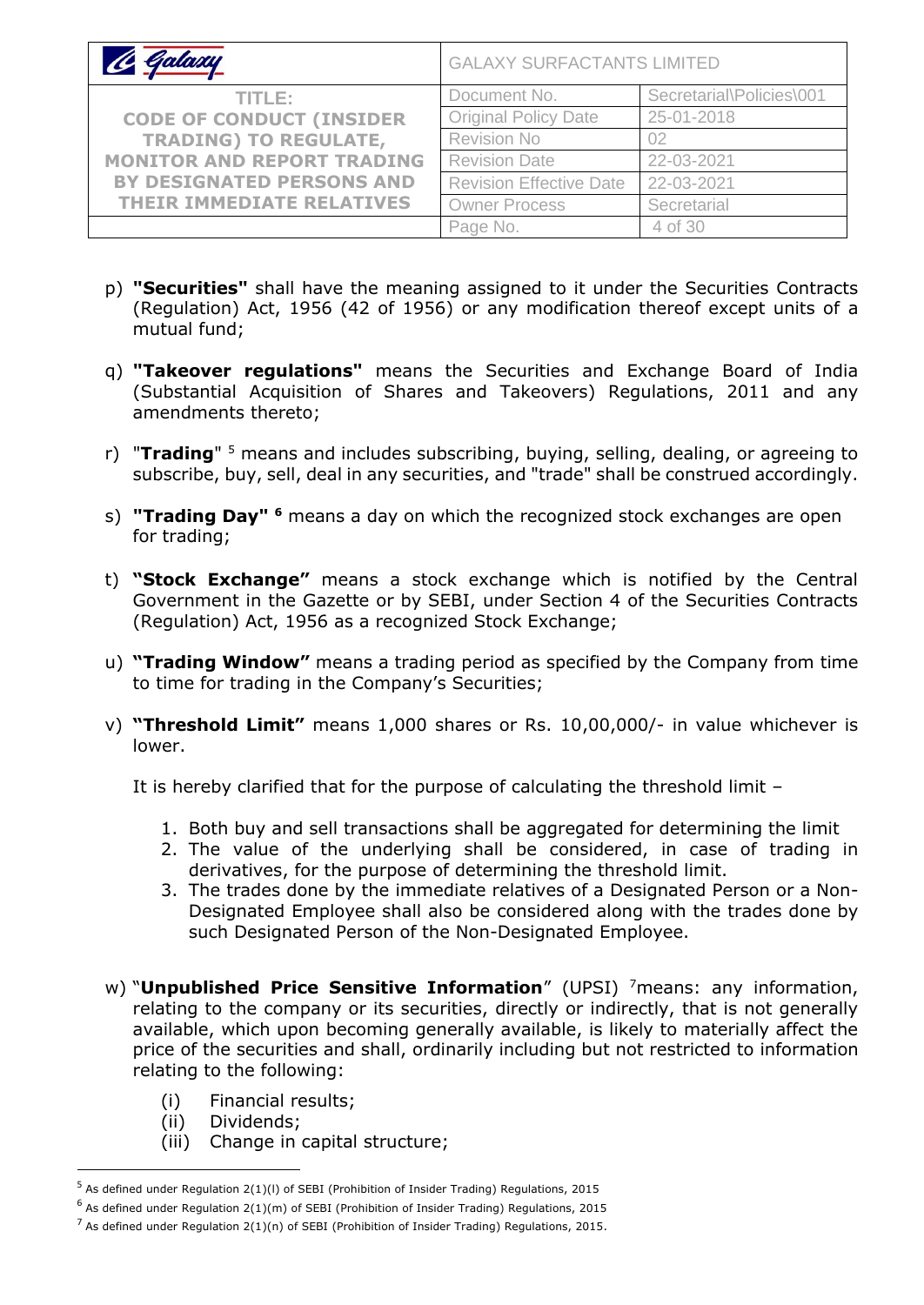p) **"Securities"** shall have the meaning assigned to it under the Securities Contracts (Regulation) Act, 1956 (42 of 1956) or any modification thereof except units of a mutual fund;

q) **"Takeover regulations"** means the Securities and Exchange Board of India (Substantial Acquisition of Shares and Takeovers) Regulations, 2011 and any amendments thereto;

r) "**Trading**" [5] means and includes subscribing, buying, selling, dealing, or agreeing to subscribe, buy, sell, deal in any securities, and "trade" shall be construed accordingly.

s) **"Trading Day"** [6] means a day on which the recognized stock exchanges are open for trading;

t) **"Stock Exchange"** means a stock exchange which is notified by the Central Government in the Gazette or by SEBI, under Section 4 of the Securities Contracts (Regulation) Act, 1956 as a recognized Stock Exchange;

u) **"Trading Window"** means a trading period as specified by the Company from time to time for trading in the Company's Securities;

v) **"Threshold Limit"** means 1,000 shares or Rs. 10,00,000/- in value whichever is lower.

It is hereby clarified that for the purpose of calculating the threshold limit –

1. Both buy and sell transactions shall be aggregated for determining the limit
2. The value of the underlying shall be considered, in case of trading in derivatives, for the purpose of determining the threshold limit.
3. The trades done by the immediate relatives of a Designated Person or a Non-Designated Employee shall also be considered along with the trades done by such Designated Person of the Non-Designated Employee.

w) "**Unpublished Price Sensitive Information**" (UPSI) [7]means: any information, relating to the company or its securities, directly or indirectly, that is not generally available, which upon becoming generally available, is likely to materially affect the price of the securities and shall, ordinarily including but not restricted to information relating to the following:

(i) Financial results;
(ii) Dividends;
(iii) Change in capital structure;

---

[5] As defined under Regulation 2(1)(l) of SEBI (Prohibition of Insider Trading) Regulations, 2015

[6] As defined under Regulation 2(1)(m) of SEBI (Prohibition of Insider Trading) Regulations, 2015

[7] As defined under Regulation 2(1)(n) of SEBI (Prohibition of Insider Trading) Regulations, 2015.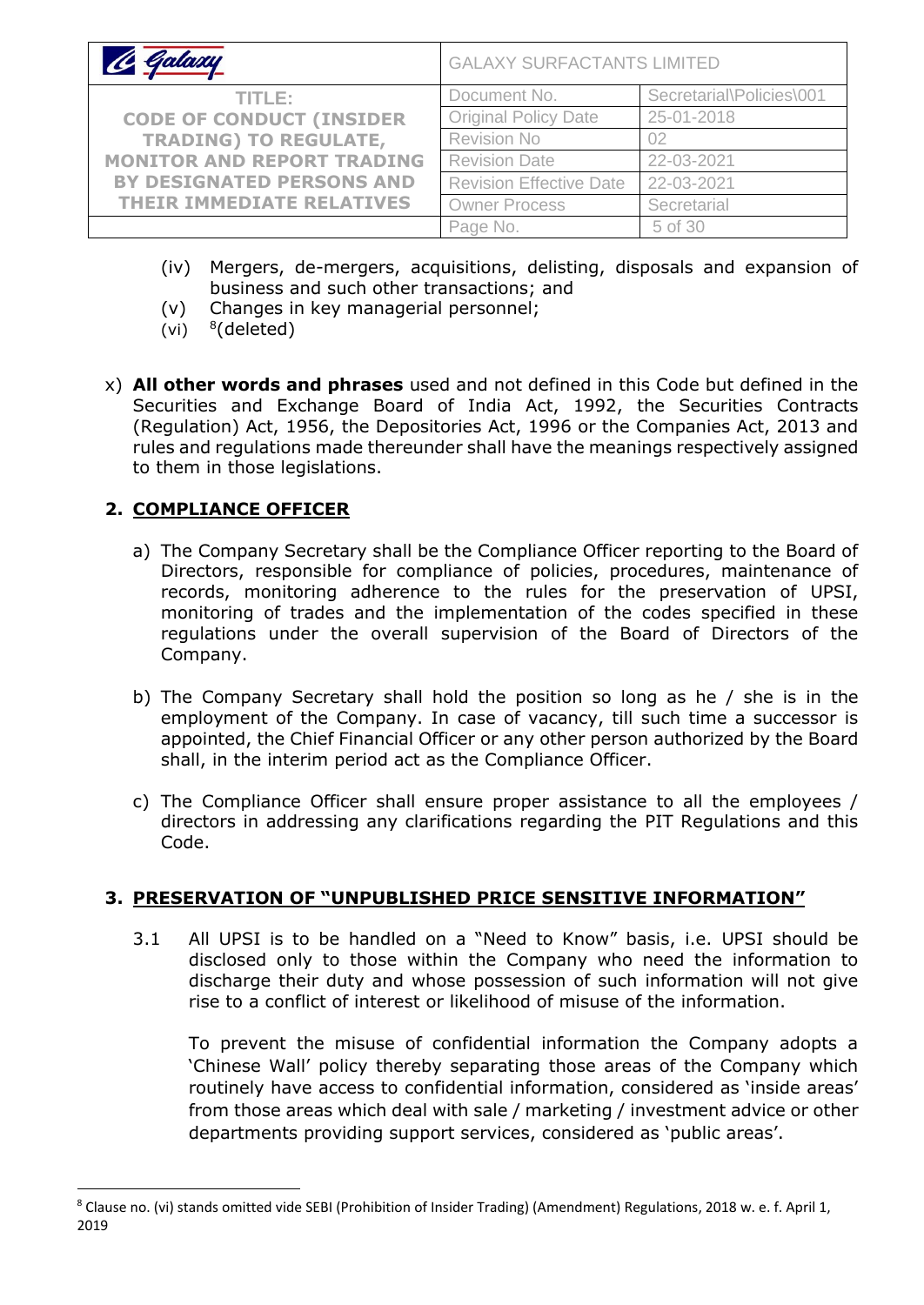(iv) Mergers, de-mergers, acquisitions, delisting, disposals and expansion of business and such other transactions; and
(v) Changes in key managerial personnel;
(vi) [8](deleted)

x) **All other words and phrases** used and not defined in this Code but defined in the Securities and Exchange Board of India Act, 1992, the Securities Contracts (Regulation) Act, 1956, the Depositories Act, 1996 or the Companies Act, 2013 and rules and regulations made thereunder shall have the meanings respectively assigned to them in those legislations.

## 2. COMPLIANCE OFFICER

a) The Company Secretary shall be the Compliance Officer reporting to the Board of Directors, responsible for compliance of policies, procedures, maintenance of records, monitoring adherence to the rules for the preservation of UPSI, monitoring of trades and the implementation of the codes specified in these regulations under the overall supervision of the Board of Directors of the Company.

b) The Company Secretary shall hold the position so long as he / she is in the employment of the Company. In case of vacancy, till such time a successor is appointed, the Chief Financial Officer or any other person authorized by the Board shall, in the interim period act as the Compliance Officer.

c) The Compliance Officer shall ensure proper assistance to all the employees / directors in addressing any clarifications regarding the PIT Regulations and this Code.

## 3. PRESERVATION OF "UNPUBLISHED PRICE SENSITIVE INFORMATION"

3.1 All UPSI is to be handled on a "Need to Know" basis, i.e. UPSI should be disclosed only to those within the Company who need the information to discharge their duty and whose possession of such information will not give rise to a conflict of interest or likelihood of misuse of the information.

To prevent the misuse of confidential information the Company adopts a 'Chinese Wall' policy thereby separating those areas of the Company which routinely have access to confidential information, considered as 'inside areas' from those areas which deal with sale / marketing / investment advice or other departments providing support services, considered as 'public areas'.

---

[8] Clause no. (vi) stands omitted vide SEBI (Prohibition of Insider Trading) (Amendment) Regulations, 2018 w. e. f. April 1, 2019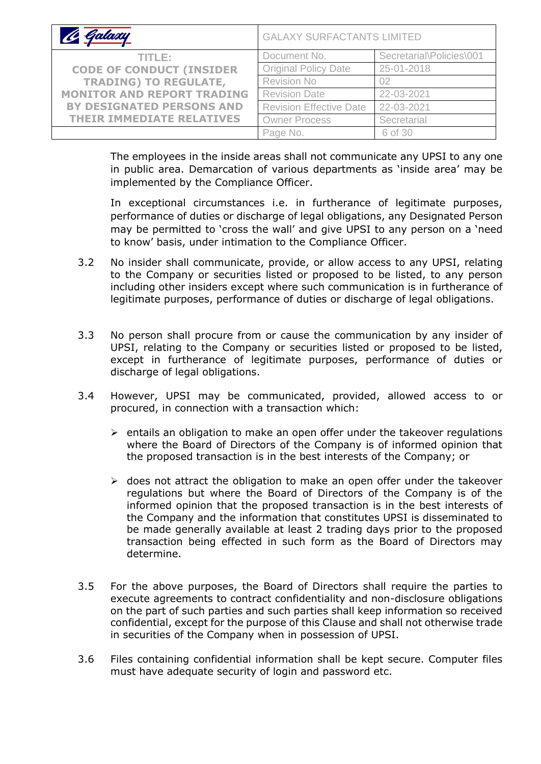The employees in the inside areas shall not communicate any UPSI to any one in public area. Demarcation of various departments as 'inside area' may be implemented by the Compliance Officer.

In exceptional circumstances i.e. in furtherance of legitimate purposes, performance of duties or discharge of legal obligations, any Designated Person may be permitted to 'cross the wall' and give UPSI to any person on a 'need to know' basis, under intimation to the Compliance Officer.

3.2 No insider shall communicate, provide, or allow access to any UPSI, relating to the Company or securities listed or proposed to be listed, to any person including other insiders except where such communication is in furtherance of legitimate purposes, performance of duties or discharge of legal obligations.

3.3 No person shall procure from or cause the communication by any insider of UPSI, relating to the Company or securities listed or proposed to be listed, except in furtherance of legitimate purposes, performance of duties or discharge of legal obligations.

3.4 However, UPSI may be communicated, provided, allowed access to or procured, in connection with a transaction which:

- entails an obligation to make an open offer under the takeover regulations where the Board of Directors of the Company is of informed opinion that the proposed transaction is in the best interests of the Company; or

- does not attract the obligation to make an open offer under the takeover regulations but where the Board of Directors of the Company is of the informed opinion that the proposed transaction is in the best interests of the Company and the information that constitutes UPSI is disseminated to be made generally available at least 2 trading days prior to the proposed transaction being effected in such form as the Board of Directors may determine.

3.5 For the above purposes, the Board of Directors shall require the parties to execute agreements to contract confidentiality and non-disclosure obligations on the part of such parties and such parties shall keep information so received confidential, except for the purpose of this Clause and shall not otherwise trade in securities of the Company when in possession of UPSI.

3.6 Files containing confidential information shall be kept secure. Computer files must have adequate security of login and password etc.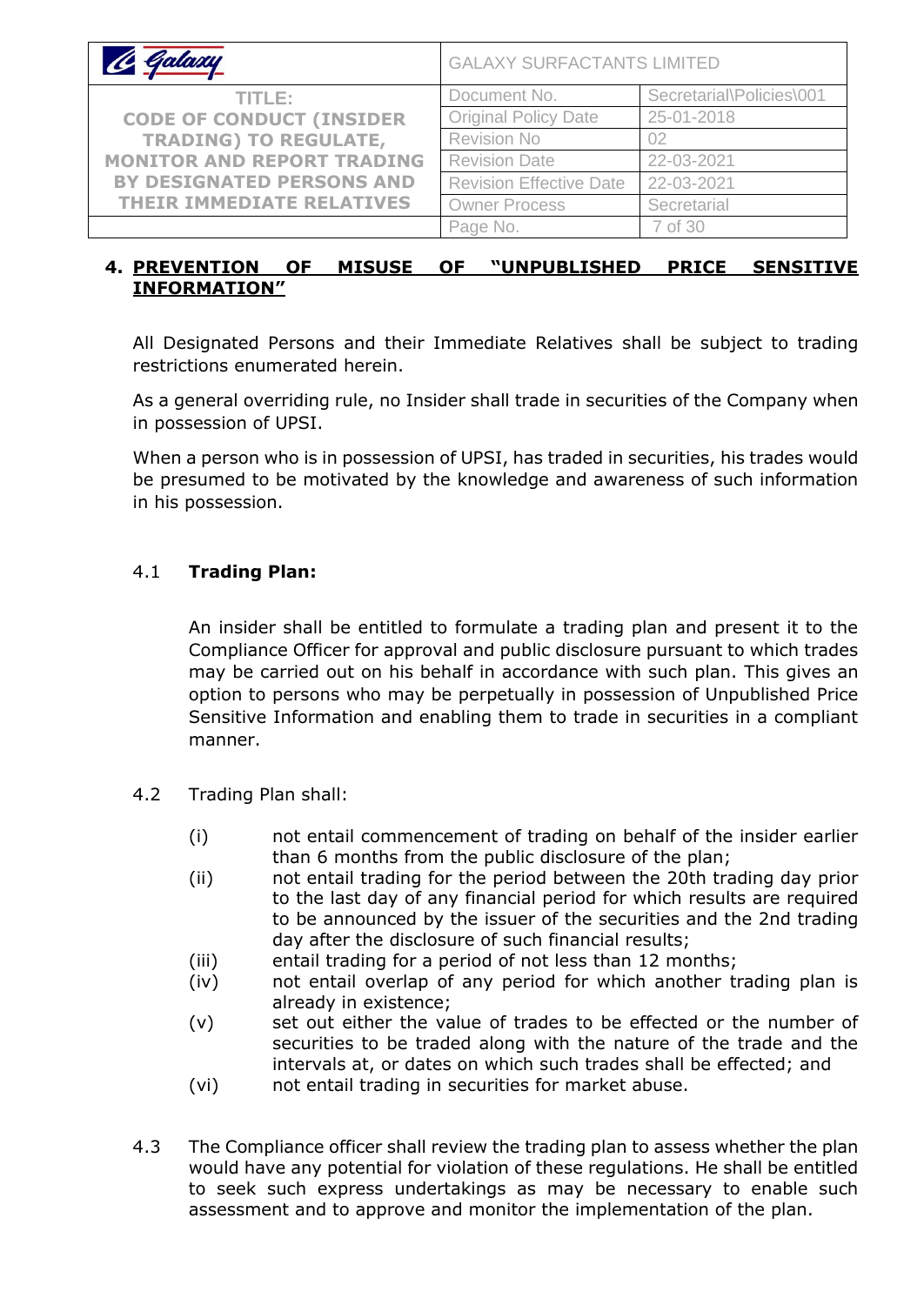## 4. PREVENTION OF MISUSE OF "UNPUBLISHED PRICE SENSITIVE INFORMATION"

All Designated Persons and their Immediate Relatives shall be subject to trading restrictions enumerated herein.

As a general overriding rule, no Insider shall trade in securities of the Company when in possession of UPSI.

When a person who is in possession of UPSI, has traded in securities, his trades would be presumed to be motivated by the knowledge and awareness of such information in his possession.

### 4.1 Trading Plan:

An insider shall be entitled to formulate a trading plan and present it to the Compliance Officer for approval and public disclosure pursuant to which trades may be carried out on his behalf in accordance with such plan. This gives an option to persons who may be perpetually in possession of Unpublished Price Sensitive Information and enabling them to trade in securities in a compliant manner.

4.2 Trading Plan shall:

- (i) not entail commencement of trading on behalf of the insider earlier than 6 months from the public disclosure of the plan;
- (ii) not entail trading for the period between the 20th trading day prior to the last day of any financial period for which results are required to be announced by the issuer of the securities and the 2nd trading day after the disclosure of such financial results;
- (iii) entail trading for a period of not less than 12 months;
- (iv) not entail overlap of any period for which another trading plan is already in existence;
- (v) set out either the value of trades to be effected or the number of securities to be traded along with the nature of the trade and the intervals at, or dates on which such trades shall be effected; and
- (vi) not entail trading in securities for market abuse.

4.3 The Compliance officer shall review the trading plan to assess whether the plan would have any potential for violation of these regulations. He shall be entitled to seek such express undertakings as may be necessary to enable such assessment and to approve and monitor the implementation of the plan.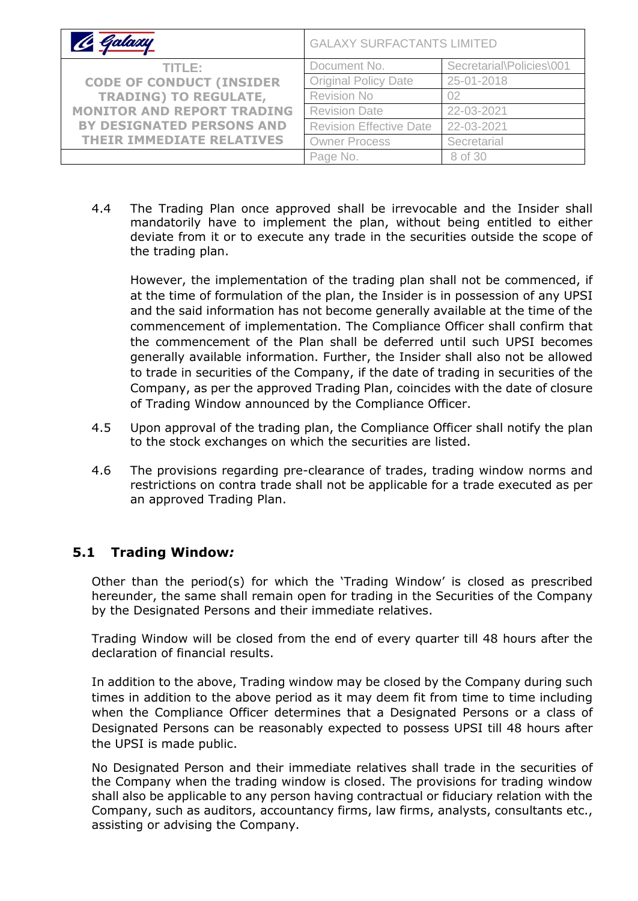4.4 The Trading Plan once approved shall be irrevocable and the Insider shall mandatorily have to implement the plan, without being entitled to either deviate from it or to execute any trade in the securities outside the scope of the trading plan.

However, the implementation of the trading plan shall not be commenced, if at the time of formulation of the plan, the Insider is in possession of any UPSI and the said information has not become generally available at the time of the commencement of implementation. The Compliance Officer shall confirm that the commencement of the Plan shall be deferred until such UPSI becomes generally available information. Further, the Insider shall also not be allowed to trade in securities of the Company, if the date of trading in securities of the Company, as per the approved Trading Plan, coincides with the date of closure of Trading Window announced by the Compliance Officer.

4.5 Upon approval of the trading plan, the Compliance Officer shall notify the plan to the stock exchanges on which the securities are listed.

4.6 The provisions regarding pre-clearance of trades, trading window norms and restrictions on contra trade shall not be applicable for a trade executed as per an approved Trading Plan.

## 5.1 Trading Window*:*

Other than the period(s) for which the 'Trading Window' is closed as prescribed hereunder, the same shall remain open for trading in the Securities of the Company by the Designated Persons and their immediate relatives.

Trading Window will be closed from the end of every quarter till 48 hours after the declaration of financial results.

In addition to the above, Trading window may be closed by the Company during such times in addition to the above period as it may deem fit from time to time including when the Compliance Officer determines that a Designated Persons or a class of Designated Persons can be reasonably expected to possess UPSI till 48 hours after the UPSI is made public.

No Designated Person and their immediate relatives shall trade in the securities of the Company when the trading window is closed. The provisions for trading window shall also be applicable to any person having contractual or fiduciary relation with the Company, such as auditors, accountancy firms, law firms, analysts, consultants etc., assisting or advising the Company.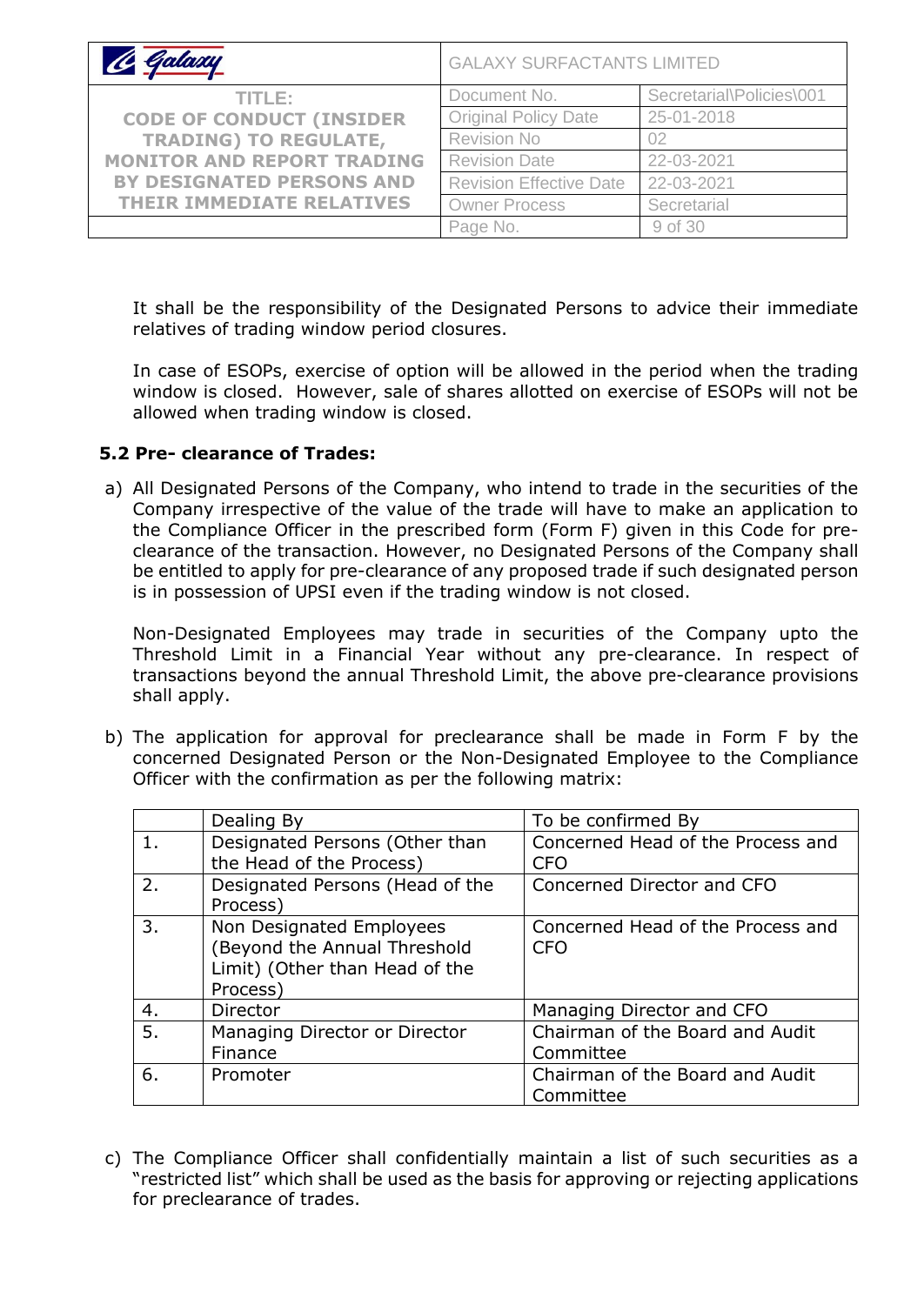It shall be the responsibility of the Designated Persons to advice their immediate relatives of trading window period closures.

In case of ESOPs, exercise of option will be allowed in the period when the trading window is closed. However, sale of shares allotted on exercise of ESOPs will not be allowed when trading window is closed.

### 5.2 Pre- clearance of Trades:

a) All Designated Persons of the Company, who intend to trade in the securities of the Company irrespective of the value of the trade will have to make an application to the Compliance Officer in the prescribed form (Form F) given in this Code for pre-clearance of the transaction. However, no Designated Persons of the Company shall be entitled to apply for pre-clearance of any proposed trade if such designated person is in possession of UPSI even if the trading window is not closed.

   Non-Designated Employees may trade in securities of the Company upto the Threshold Limit in a Financial Year without any pre-clearance. In respect of transactions beyond the annual Threshold Limit, the above pre-clearance provisions shall apply.

b) The application for approval for preclearance shall be made in Form F by the concerned Designated Person or the Non-Designated Employee to the Compliance Officer with the confirmation as per the following matrix:

| | Dealing By | To be confirmed By |
|---|---|---|
| 1. | Designated Persons (Other than the Head of the Process) | Concerned Head of the Process and CFO |
| 2. | Designated Persons (Head of the Process) | Concerned Director and CFO |
| 3. | Non Designated Employees (Beyond the Annual Threshold Limit) (Other than Head of the Process) | Concerned Head of the Process and CFO |
| 4. | Director | Managing Director and CFO |
| 5. | Managing Director or Director Finance | Chairman of the Board and Audit Committee |
| 6. | Promoter | Chairman of the Board and Audit Committee |

c) The Compliance Officer shall confidentially maintain a list of such securities as a "restricted list" which shall be used as the basis for approving or rejecting applications for preclearance of trades.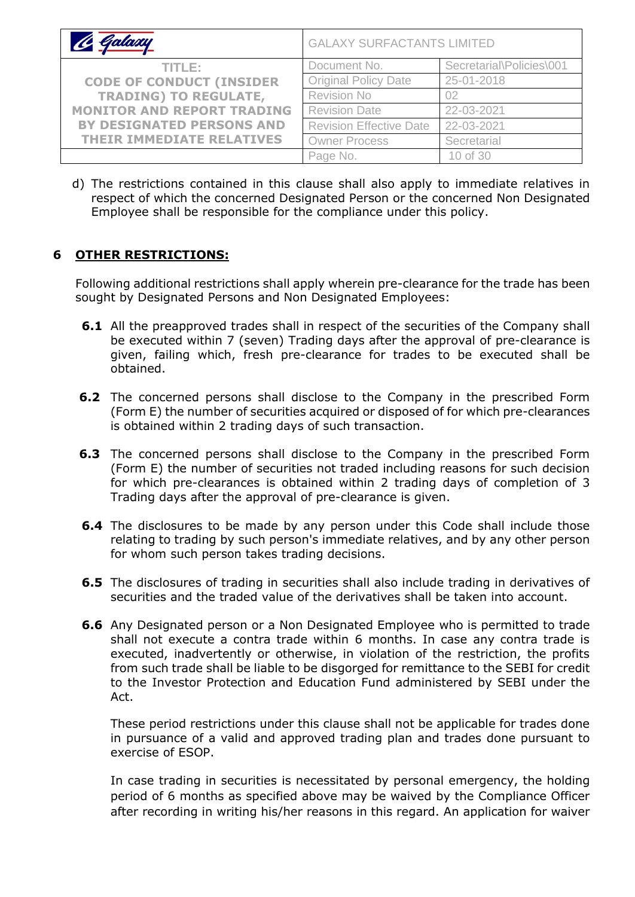d) The restrictions contained in this clause shall also apply to immediate relatives in respect of which the concerned Designated Person or the concerned Non Designated Employee shall be responsible for the compliance under this policy.

## 6 OTHER RESTRICTIONS:

Following additional restrictions shall apply wherein pre-clearance for the trade has been sought by Designated Persons and Non Designated Employees:

**6.1** All the preapproved trades shall in respect of the securities of the Company shall be executed within 7 (seven) Trading days after the approval of pre-clearance is given, failing which, fresh pre-clearance for trades to be executed shall be obtained.

**6.2** The concerned persons shall disclose to the Company in the prescribed Form (Form E) the number of securities acquired or disposed of for which pre-clearances is obtained within 2 trading days of such transaction.

**6.3** The concerned persons shall disclose to the Company in the prescribed Form (Form E) the number of securities not traded including reasons for such decision for which pre-clearances is obtained within 2 trading days of completion of 3 Trading days after the approval of pre-clearance is given.

**6.4** The disclosures to be made by any person under this Code shall include those relating to trading by such person's immediate relatives, and by any other person for whom such person takes trading decisions.

**6.5** The disclosures of trading in securities shall also include trading in derivatives of securities and the traded value of the derivatives shall be taken into account.

**6.6** Any Designated person or a Non Designated Employee who is permitted to trade shall not execute a contra trade within 6 months. In case any contra trade is executed, inadvertently or otherwise, in violation of the restriction, the profits from such trade shall be liable to be disgorged for remittance to the SEBI for credit to the Investor Protection and Education Fund administered by SEBI under the Act.

These period restrictions under this clause shall not be applicable for trades done in pursuance of a valid and approved trading plan and trades done pursuant to exercise of ESOP.

In case trading in securities is necessitated by personal emergency, the holding period of 6 months as specified above may be waived by the Compliance Officer after recording in writing his/her reasons in this regard. An application for waiver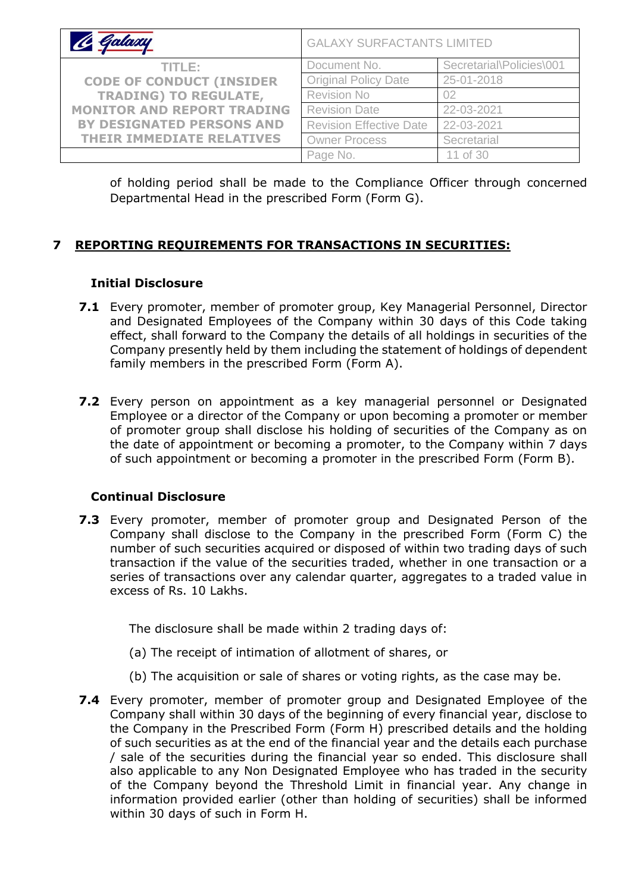of holding period shall be made to the Compliance Officer through concerned Departmental Head in the prescribed Form (Form G).

## 7 REPORTING REQUIREMENTS FOR TRANSACTIONS IN SECURITIES:

### Initial Disclosure

**7.1** Every promoter, member of promoter group, Key Managerial Personnel, Director and Designated Employees of the Company within 30 days of this Code taking effect, shall forward to the Company the details of all holdings in securities of the Company presently held by them including the statement of holdings of dependent family members in the prescribed Form (Form A).

**7.2** Every person on appointment as a key managerial personnel or Designated Employee or a director of the Company or upon becoming a promoter or member of promoter group shall disclose his holding of securities of the Company as on the date of appointment or becoming a promoter, to the Company within 7 days of such appointment or becoming a promoter in the prescribed Form (Form B).

### Continual Disclosure

**7.3** Every promoter, member of promoter group and Designated Person of the Company shall disclose to the Company in the prescribed Form (Form C) the number of such securities acquired or disposed of within two trading days of such transaction if the value of the securities traded, whether in one transaction or a series of transactions over any calendar quarter, aggregates to a traded value in excess of Rs. 10 Lakhs.

The disclosure shall be made within 2 trading days of:

(a) The receipt of intimation of allotment of shares, or

(b) The acquisition or sale of shares or voting rights, as the case may be.

**7.4** Every promoter, member of promoter group and Designated Employee of the Company shall within 30 days of the beginning of every financial year, disclose to the Company in the Prescribed Form (Form H) prescribed details and the holding of such securities as at the end of the financial year and the details each purchase / sale of the securities during the financial year so ended. This disclosure shall also applicable to any Non Designated Employee who has traded in the security of the Company beyond the Threshold Limit in financial year. Any change in information provided earlier (other than holding of securities) shall be informed within 30 days of such in Form H.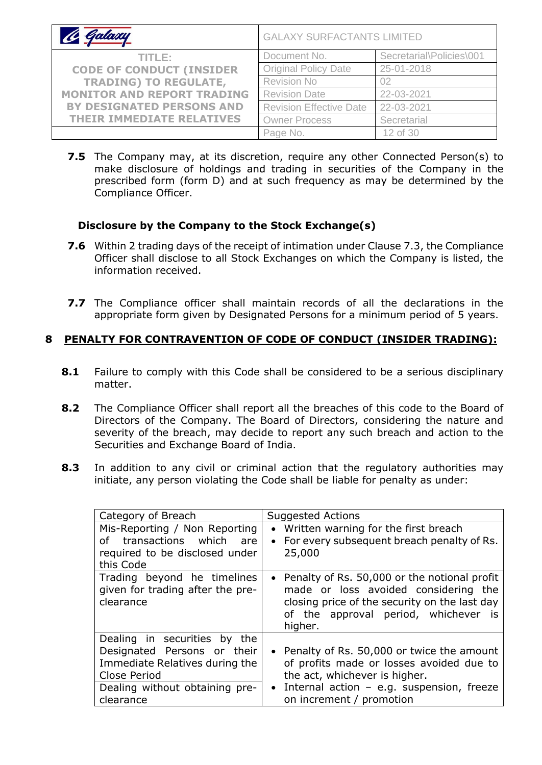**7.5** The Company may, at its discretion, require any other Connected Person(s) to make disclosure of holdings and trading in securities of the Company in the prescribed form (form D) and at such frequency as may be determined by the Compliance Officer.

**Disclosure by the Company to the Stock Exchange(s)**

**7.6** Within 2 trading days of the receipt of intimation under Clause 7.3, the Compliance Officer shall disclose to all Stock Exchanges on which the Company is listed, the information received.

**7.7** The Compliance officer shall maintain records of all the declarations in the appropriate form given by Designated Persons for a minimum period of 5 years.

## 8 PENALTY FOR CONTRAVENTION OF CODE OF CONDUCT (INSIDER TRADING):

**8.1** Failure to comply with this Code shall be considered to be a serious disciplinary matter.

**8.2** The Compliance Officer shall report all the breaches of this code to the Board of Directors of the Company. The Board of Directors, considering the nature and severity of the breach, may decide to report any such breach and action to the Securities and Exchange Board of India.

**8.3** In addition to any civil or criminal action that the regulatory authorities may initiate, any person violating the Code shall be liable for penalty as under:

| Category of Breach | Suggested Actions |
|---|---|
| Mis-Reporting / Non Reporting of transactions which are required to be disclosed under this Code | • Written warning for the first breach<br>• For every subsequent breach penalty of Rs. 25,000 |
| Trading beyond he timelines given for trading after the pre-clearance | • Penalty of Rs. 50,000 or the notional profit made or loss avoided considering the closing price of the security on the last day of the approval period, whichever is higher. |
| Dealing in securities by the Designated Persons or their Immediate Relatives during the Close Period<br>Dealing without obtaining pre-clearance | • Penalty of Rs. 50,000 or twice the amount of profits made or losses avoided due to the act, whichever is higher.<br>• Internal action – e.g. suspension, freeze on increment / promotion |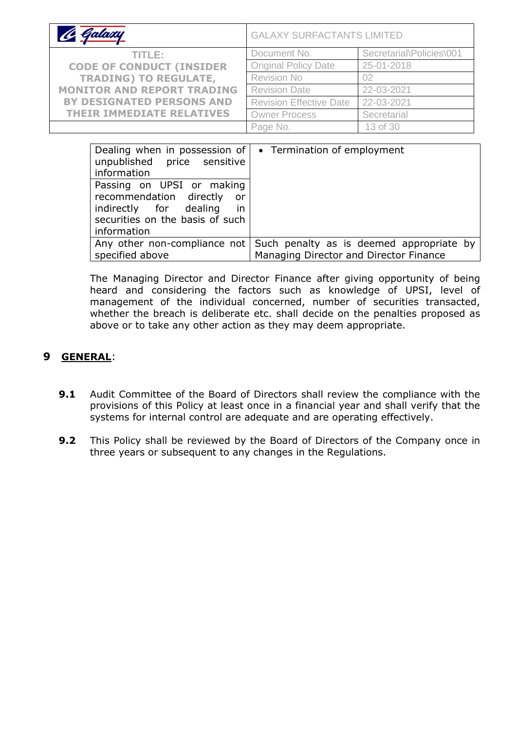| | |
|---|---|
| Dealing when in possession of unpublished price sensitive information | • Termination of employment |
| Passing on UPSI or making recommendation directly or indirectly for dealing in securities on the basis of such information | |
| Any other non-compliance not specified above | Such penalty as is deemed appropriate by Managing Director and Director Finance |

The Managing Director and Director Finance after giving opportunity of being heard and considering the factors such as knowledge of UPSI, level of management of the individual concerned, number of securities transacted, whether the breach is deliberate etc. shall decide on the penalties proposed as above or to take any other action as they may deem appropriate.

## 9 GENERAL:

**9.1** Audit Committee of the Board of Directors shall review the compliance with the provisions of this Policy at least once in a financial year and shall verify that the systems for internal control are adequate and are operating effectively.

**9.2** This Policy shall be reviewed by the Board of Directors of the Company once in three years or subsequent to any changes in the Regulations.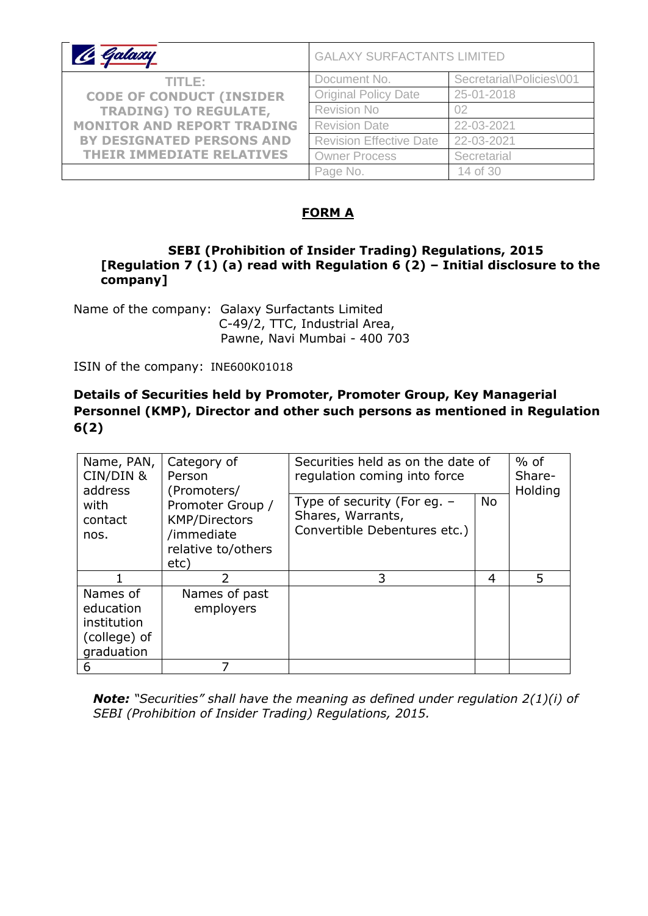## FORM A

**SEBI (Prohibition of Insider Trading) Regulations, 2015**
**[Regulation 7 (1) (a) read with Regulation 6 (2) – Initial disclosure to the company]**

Name of the company: Galaxy Surfactants Limited
C-49/2, TTC, Industrial Area,
Pawne, Navi Mumbai - 400 703

ISIN of the company: INE600K01018

**Details of Securities held by Promoter, Promoter Group, Key Managerial Personnel (KMP), Director and other such persons as mentioned in Regulation 6(2)**

| Name, PAN, CIN/DIN & address with contact nos. | Category of Person (Promoters/ Promoter Group / KMP/Directors /immediate relative to/others etc) | Securities held as on the date of regulation coming into force | | % of Share-Holding |
|---|---|---|---|---|
| | | Type of security (For eg. – Shares, Warrants, Convertible Debentures etc.) | No | |
| 1 | 2 | 3 | 4 | 5 |
| Names of education institution (college) of graduation | Names of past employers | | | |
| 6 | 7 | | | |

***Note:*** *"Securities" shall have the meaning as defined under regulation 2(1)(i) of SEBI (Prohibition of Insider Trading) Regulations, 2015.*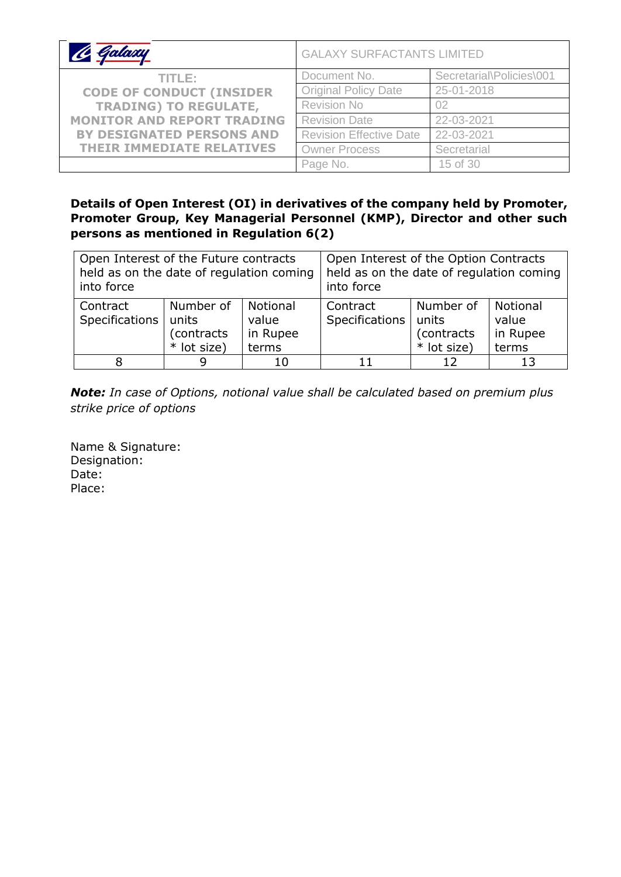**Details of Open Interest (OI) in derivatives of the company held by Promoter, Promoter Group, Key Managerial Personnel (KMP), Director and other such persons as mentioned in Regulation 6(2)**

| Open Interest of the Future contracts held as on the date of regulation coming into force | | | Open Interest of the Option Contracts held as on the date of regulation coming into force | | |
|---|---|---|---|---|---|
| Contract Specifications | Number of units (contracts * lot size) | Notional value in Rupee terms | Contract Specifications | Number of units (contracts * lot size) | Notional value in Rupee terms |
| 8 | 9 | 10 | 11 | 12 | 13 |

***Note:*** *In case of Options, notional value shall be calculated based on premium plus strike price of options*

Name & Signature:
Designation:
Date:
Place: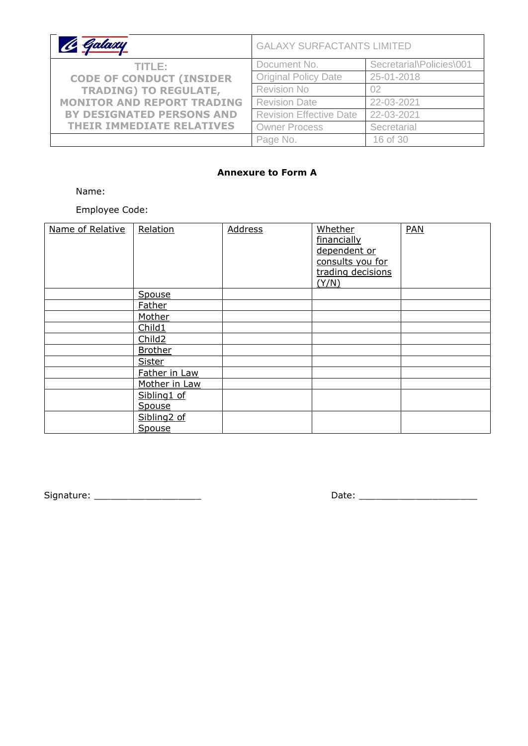## Annexure to Form A

Name:

Employee Code:

| Name of Relative | Relation | Address | Whether financially dependent or consults you for trading decisions (Y/N) | PAN |
|---|---|---|---|---|
| | Spouse | | | |
| | Father | | | |
| | Mother | | | |
| | Child1 | | | |
| | Child2 | | | |
| | Brother | | | |
| | Sister | | | |
| | Father in Law | | | |
| | Mother in Law | | | |
| | Sibling1 of Spouse | | | |
| | Sibling2 of Spouse | | | |

Signature: ___________________ Date: _____________________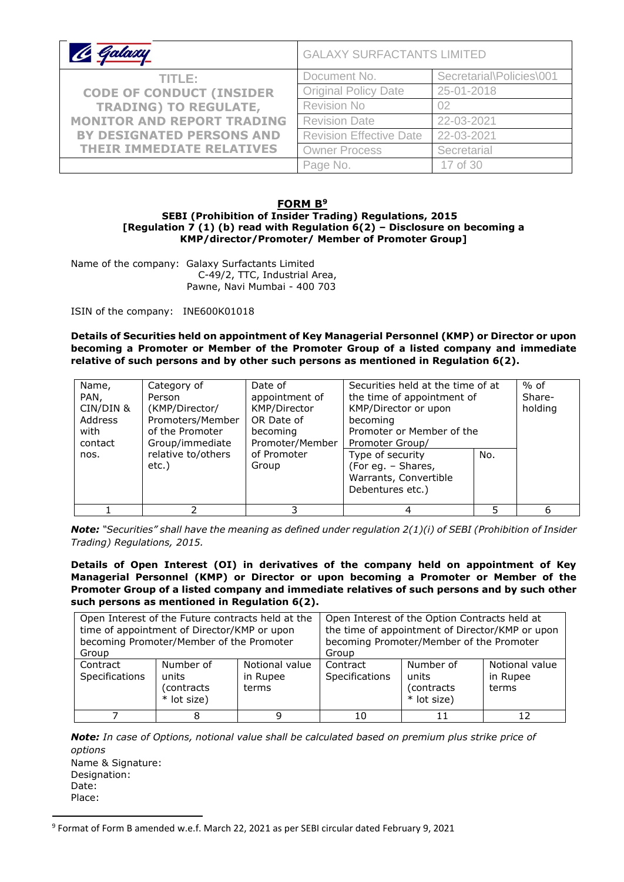## FORM B[9]

**SEBI (Prohibition of Insider Trading) Regulations, 2015**
**[Regulation 7 (1) (b) read with Regulation 6(2) – Disclosure on becoming a KMP/director/Promoter/ Member of Promoter Group]**

Name of the company: Galaxy Surfactants Limited
C-49/2, TTC, Industrial Area,
Pawne, Navi Mumbai - 400 703

ISIN of the company: INE600K01018

**Details of Securities held on appointment of Key Managerial Personnel (KMP) or Director or upon becoming a Promoter or Member of the Promoter Group of a listed company and immediate relative of such persons and by other such persons as mentioned in Regulation 6(2).**

| Name, PAN, CIN/DIN & Address with contact nos. | Category of Person (KMP/Director/ Promoters/Member of the Promoter Group/immediate relative to/others etc.) | Date of appointment of KMP/Director OR Date of becoming Promoter/Member of Promoter Group | Securities held at the time of at the time of appointment of KMP/Director or upon becoming Promoter or Member of the Promoter Group/ | | % of Share-holding |
|---|---|---|---|---|---|
| | | | Type of security (For eg. – Shares, Warrants, Convertible Debentures etc.) | No. | |
| 1 | 2 | 3 | 4 | 5 | 6 |

***Note:*** *"Securities" shall have the meaning as defined under regulation 2(1)(i) of SEBI (Prohibition of Insider Trading) Regulations, 2015.*

**Details of Open Interest (OI) in derivatives of the company held on appointment of Key Managerial Personnel (KMP) or Director or upon becoming a Promoter or Member of the Promoter Group of a listed company and immediate relatives of such persons and by such other such persons as mentioned in Regulation 6(2).**

| Open Interest of the Future contracts held at the time of appointment of Director/KMP or upon becoming Promoter/Member of the Promoter Group | | | Open Interest of the Option Contracts held at the time of appointment of Director/KMP or upon becoming Promoter/Member of the Promoter Group | | |
|---|---|---|---|---|---|
| Contract Specifications | Number of units (contracts * lot size) | Notional value in Rupee terms | Contract Specifications | Number of units (contracts * lot size) | Notional value in Rupee terms |
| 7 | 8 | 9 | 10 | 11 | 12 |

***Note:*** *In case of Options, notional value shall be calculated based on premium plus strike price of options*

Name & Signature:
Designation:
Date:
Place:

[9] Format of Form B amended w.e.f. March 22, 2021 as per SEBI circular dated February 9, 2021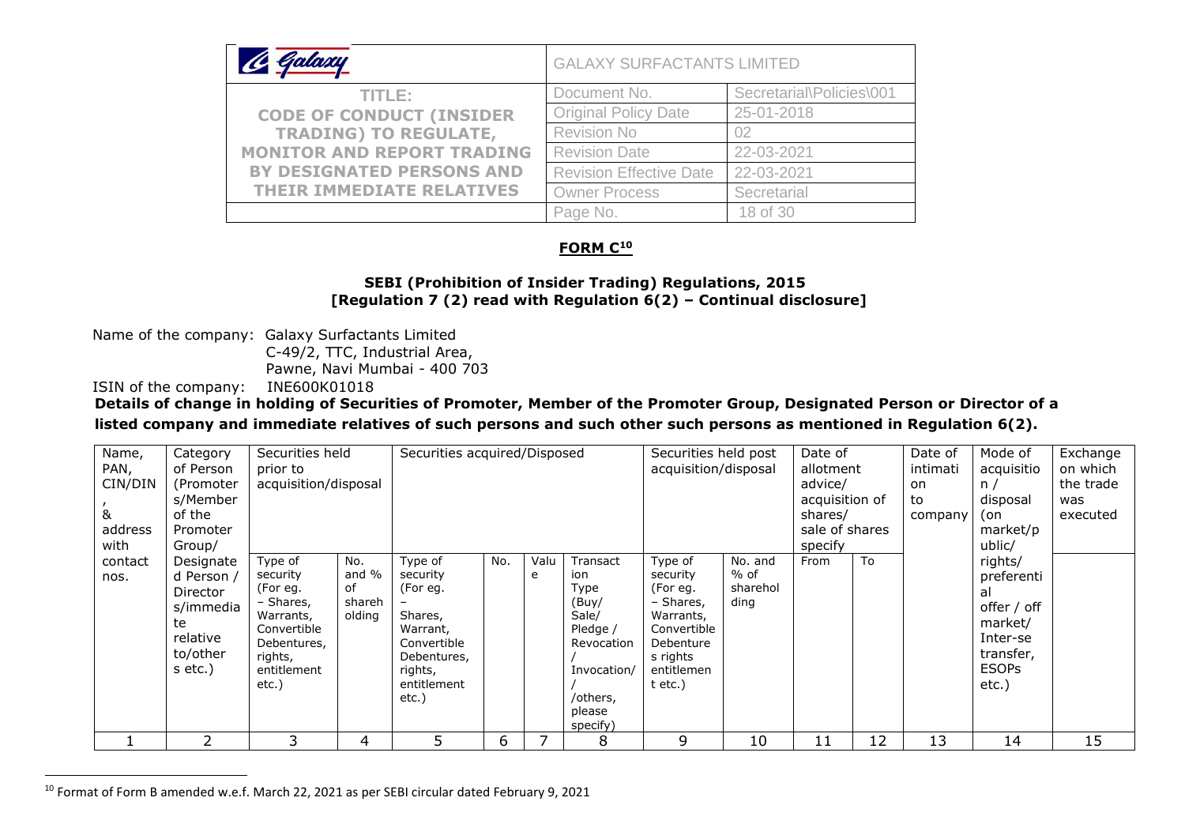## FORM C[10]

**SEBI (Prohibition of Insider Trading) Regulations, 2015**
**[Regulation 7 (2) read with Regulation 6(2) – Continual disclosure]**

Name of the company: Galaxy Surfactants Limited
C-49/2, TTC, Industrial Area,
Pawne, Navi Mumbai - 400 703

ISIN of the company: INE600K01018

**Details of change in holding of Securities of Promoter, Member of the Promoter Group, Designated Person or Director of a listed company and immediate relatives of such persons and such other such persons as mentioned in Regulation 6(2).**

| Name, PAN, CIN/DIN, & address with contact nos. | Category of Person (Promoters/Member of the Promoter Group/ Designated Person / Directors/immediate relative to/others etc.) | Securities held prior to acquisition/disposal | | Securities acquired/Disposed | | | | Securities held post acquisition/disposal | | Date of allotment advice/ acquisition of shares/ sale of shares specify | | Date of intimation to company | Mode of acquisition / disposal (on market/public/ rights/ preferential offer / off market/ Inter-se transfer, ESOPs etc.) | Exchange on which the trade was executed |
|---|---|---|---|---|---|---|---|---|---|---|---|---|---|---|
| | | Type of security (For eg. – Shares, Warrants, Convertible Debentures, rights, entitlement etc.) | No. and % of shareholding | Type of security (For eg. – Shares, Warrant, Convertible Debentures, rights, entitlement etc.) | No. | Value | Transaction Type (Buy/ Sale/ Pledge / Revocation / Invocation/ /others, please specify) | Type of security (For eg. – Shares, Warrants, Convertible Debentures rights entitlement etc.) | No. and % of shareholding | From | To | | | |
| 1 | 2 | 3 | 4 | 5 | 6 | 7 | 8 | 9 | 10 | 11 | 12 | 13 | 14 | 15 |

[10] Format of Form B amended w.e.f. March 22, 2021 as per SEBI circular dated February 9, 2021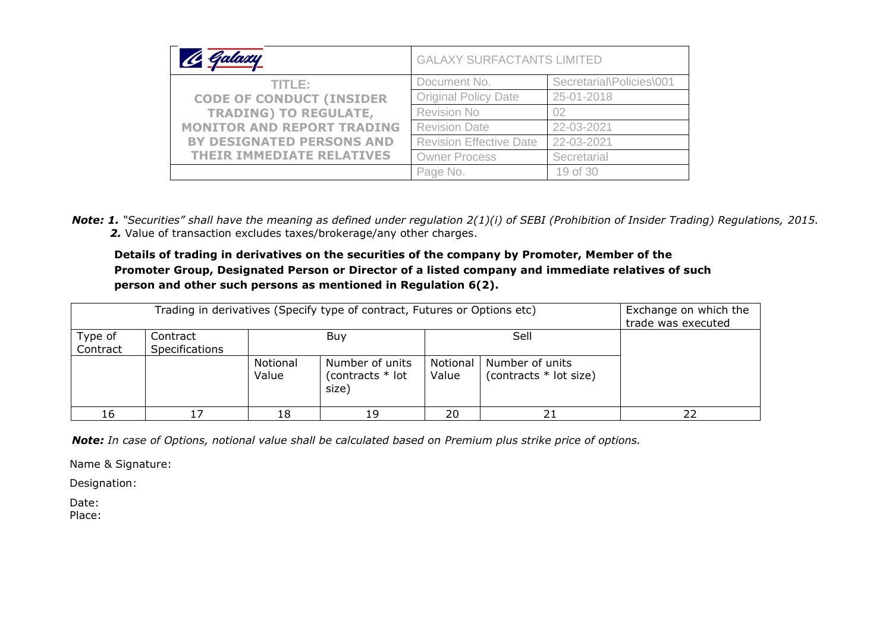***Note:*** ***1.*** *"Securities" shall have the meaning as defined under regulation 2(1)(i) of SEBI (Prohibition of Insider Trading) Regulations, 2015.*
***2.*** Value of transaction excludes taxes/brokerage/any other charges.

**Details of trading in derivatives on the securities of the company by Promoter, Member of the Promoter Group, Designated Person or Director of a listed company and immediate relatives of such person and other such persons as mentioned in Regulation 6(2).**

| Trading in derivatives (Specify type of contract, Futures or Options etc) | | | | | | Exchange on which the trade was executed |
|---|---|---|---|---|---|---|
| Type of Contract | Contract Specifications | Buy | | Sell | | |
| | | Notional Value | Number of units (contracts * lot size) | Notional Value | Number of units (contracts * lot size) | |
| 16 | 17 | 18 | 19 | 20 | 21 | 22 |

***Note:*** *In case of Options, notional value shall be calculated based on Premium plus strike price of options.*

Name & Signature:

Designation:

Date:
Place: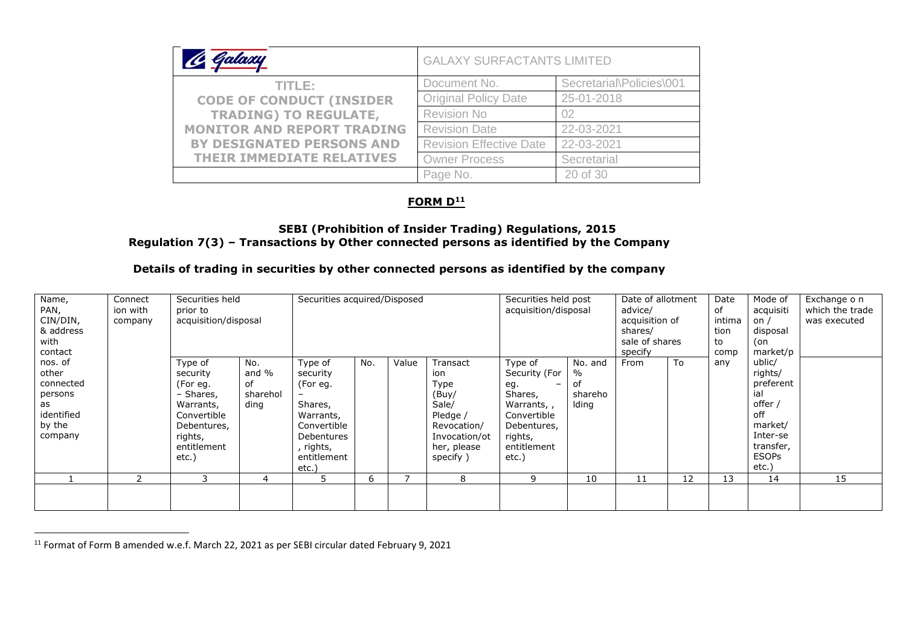## FORM D[11]

### SEBI (Prohibition of Insider Trading) Regulations, 2015
### Regulation 7(3) – Transactions by Other connected persons as identified by the Company

### Details of trading in securities by other connected persons as identified by the company

| Name, PAN, CIN/DIN, & address with contact nos. of other connected persons as identified by the company | Connection with company | Securities held prior to acquisition/disposal | | Securities acquired/Disposed | | | | Securities held post acquisition/disposal | | Date of allotment advice/ acquisition of shares/ sale of shares specify | | Date of intimation to company | Mode of acquisition / disposal (on market/public/ rights/ preferential offer / off market/ Inter-se transfer, ESOPs etc.) | Exchange on which the trade was executed |
|---|---|---|---|---|---|---|---|---|---|---|---|---|---|---|
| | | Type of security (For eg. – Shares, Warrants, Convertible Debentures, rights, entitlement etc.) | No. and % of shareholding | Type of security (For eg. – Shares, Warrants, Convertible Debentures, rights, entitlement etc.) | No. | Value | Transaction Type (Buy/ Sale/ Pledge / Revocation/ Invocation/others please specify ) | Type of Security (For eg. – Shares, Warrants, , Convertible Debentures, rights, entitlement etc.) | No. and % of shareholding | From | To | | | |
| 1 | 2 | 3 | 4 | 5 | 6 | 7 | 8 | 9 | 10 | 11 | 12 | 13 | 14 | 15 |
| | | | | | | | | | | | | | | |

[11] Format of Form B amended w.e.f. March 22, 2021 as per SEBI circular dated February 9, 2021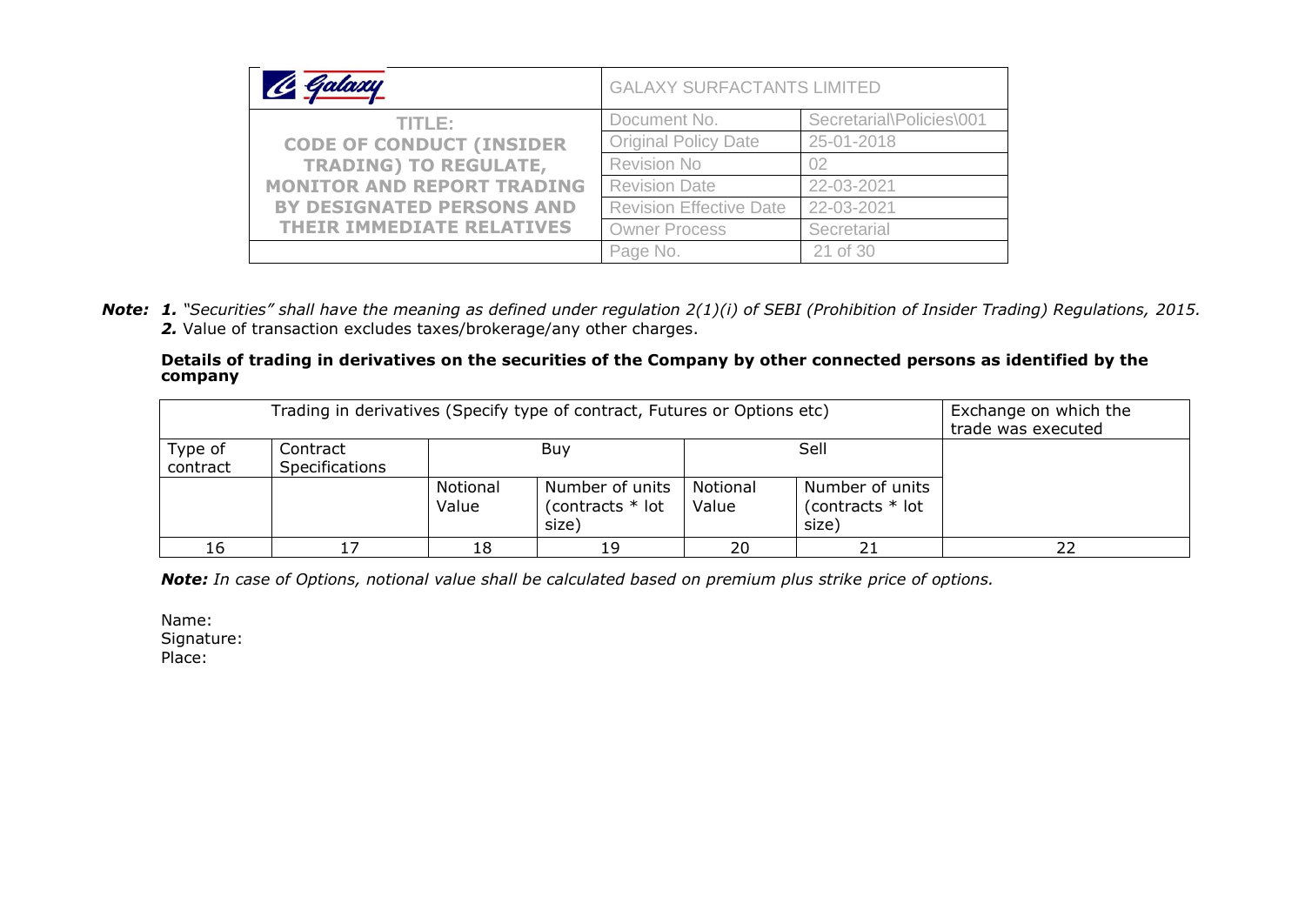***Note:*** ***1.*** *"Securities" shall have the meaning as defined under regulation 2(1)(i) of SEBI (Prohibition of Insider Trading) Regulations, 2015.*
***2.*** Value of transaction excludes taxes/brokerage/any other charges.

**Details of trading in derivatives on the securities of the Company by other connected persons as identified by the company**

| Trading in derivatives (Specify type of contract, Futures or Options etc) | | | | | | Exchange on which the trade was executed |
|---|---|---|---|---|---|---|
| Type of contract | Contract Specifications | Buy | | Sell | | |
| | | Notional Value | Number of units (contracts * lot size) | Notional Value | Number of units (contracts * lot size) | |
| 16 | 17 | 18 | 19 | 20 | 21 | 22 |

***Note:*** *In case of Options, notional value shall be calculated based on premium plus strike price of options.*

Name:
Signature:
Place: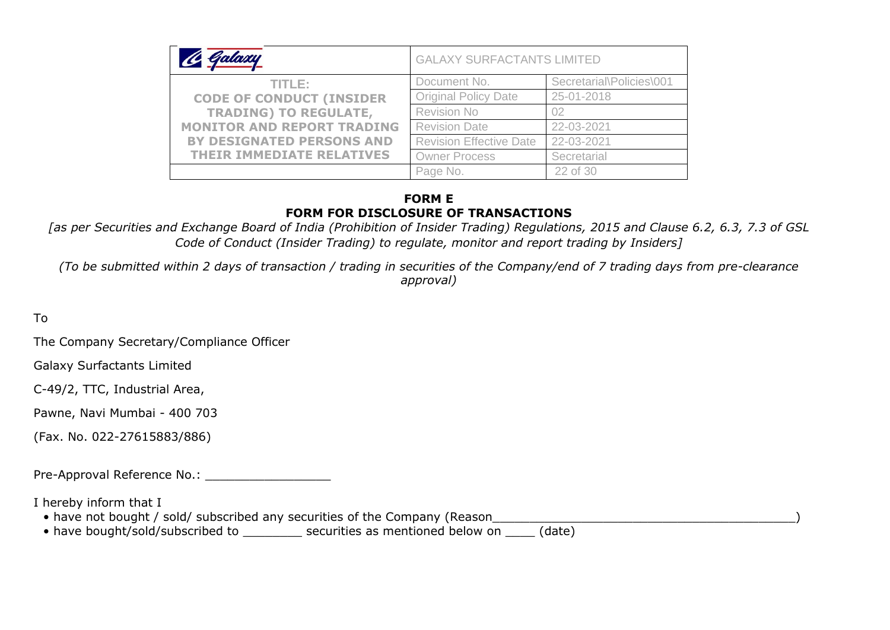## FORM E

## FORM FOR DISCLOSURE OF TRANSACTIONS

*[as per Securities and Exchange Board of India (Prohibition of Insider Trading) Regulations, 2015 and Clause 6.2, 6.3, 7.3 of GSL Code of Conduct (Insider Trading) to regulate, monitor and report trading by Insiders]*

*(To be submitted within 2 days of transaction / trading in securities of the Company/end of 7 trading days from pre-clearance approval)*

To

The Company Secretary/Compliance Officer

Galaxy Surfactants Limited

C-49/2, TTC, Industrial Area,

Pawne, Navi Mumbai - 400 703

(Fax. No. 022-27615883/886)

Pre-Approval Reference No.: _________________

I hereby inform that I

- have not bought / sold/ subscribed any securities of the Company (Reason__________________________________________)
- have bought/sold/subscribed to ________ securities as mentioned below on ____ (date)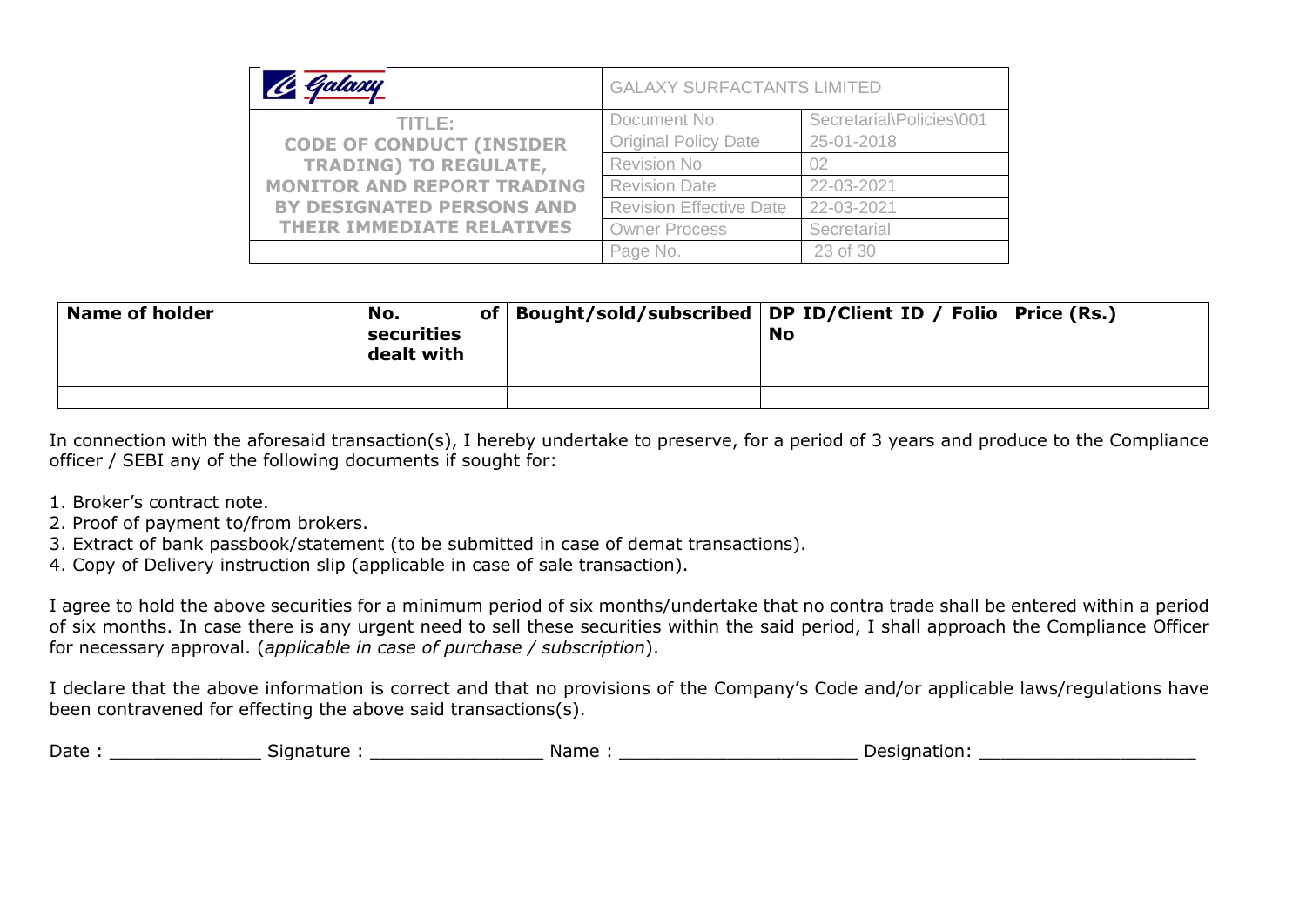| Name of holder | No. of securities dealt with | Bought/sold/subscribed | DP ID/Client ID / Folio No | Price (Rs.) |
|---|---|---|---|---|
| | | | | |
| | | | | |

In connection with the aforesaid transaction(s), I hereby undertake to preserve, for a period of 3 years and produce to the Compliance officer / SEBI any of the following documents if sought for:

1. Broker's contract note.
2. Proof of payment to/from brokers.
3. Extract of bank passbook/statement (to be submitted in case of demat transactions).
4. Copy of Delivery instruction slip (applicable in case of sale transaction).

I agree to hold the above securities for a minimum period of six months/undertake that no contra trade shall be entered within a period of six months. In case there is any urgent need to sell these securities within the said period, I shall approach the Compliance Officer for necessary approval. (*applicable in case of purchase / subscription*).

I declare that the above information is correct and that no provisions of the Company's Code and/or applicable laws/regulations have been contravened for effecting the above said transactions(s).

Date : ______________ Signature : ________________ Name : ______________________ Designation: ____________________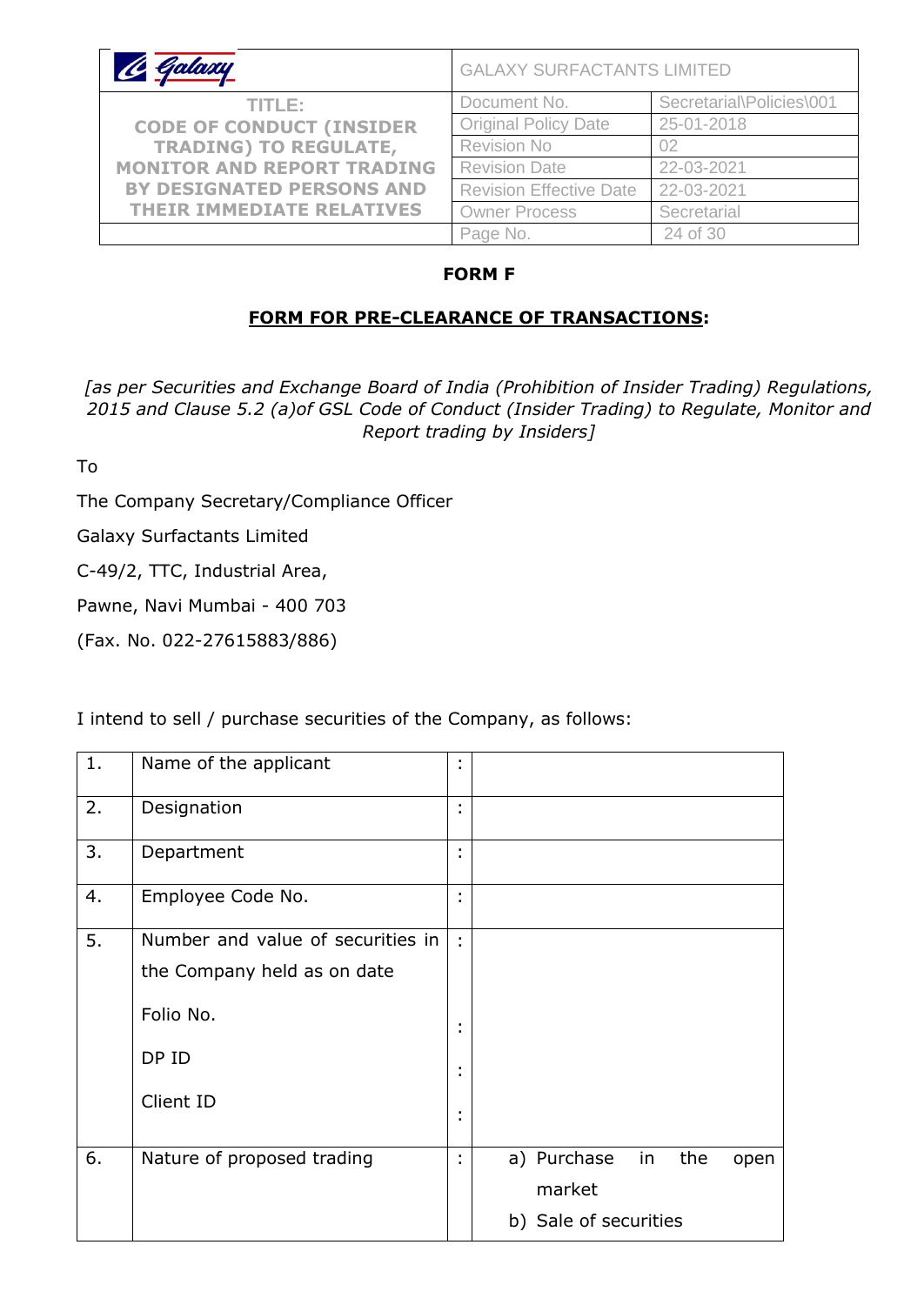## FORM F

### FORM FOR PRE-CLEARANCE OF TRANSACTIONS:

*[as per Securities and Exchange Board of India (Prohibition of Insider Trading) Regulations, 2015 and Clause 5.2 (a)of GSL Code of Conduct (Insider Trading) to Regulate, Monitor and Report trading by Insiders]*

To

The Company Secretary/Compliance Officer

Galaxy Surfactants Limited

C-49/2, TTC, Industrial Area,

Pawne, Navi Mumbai - 400 703

(Fax. No. 022-27615883/886)

I intend to sell / purchase securities of the Company, as follows:

| | | | |
|---|---|---|---|
| 1. | Name of the applicant | : | |
| 2. | Designation | : | |
| 3. | Department | : | |
| 4. | Employee Code No. | : | |
| 5. | Number and value of securities in the Company held as on date<br>Folio No.<br>DP ID<br>Client ID | :<br>:<br>:<br>: | |
| 6. | Nature of proposed trading | : | a) Purchase in the open market<br>b) Sale of securities |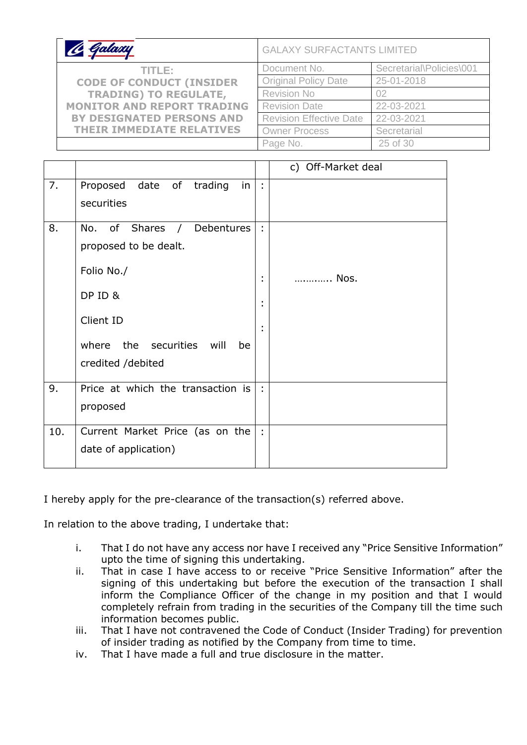| | | | |
|---|---|---|---|
| | | | c) Off-Market deal |
| 7. | Proposed date of trading in securities | : | |
| 8. | No. of Shares / Debentures proposed to be dealt.<br><br>Folio No./<br><br>DP ID &<br><br>Client ID<br><br>where the securities will be credited /debited | :<br><br>:<br><br>:<br><br>: | ………….. Nos. |
| 9. | Price at which the transaction is proposed | : | |
| 10. | Current Market Price (as on the date of application) | : | |

I hereby apply for the pre-clearance of the transaction(s) referred above.

In relation to the above trading, I undertake that:

i. That I do not have any access nor have I received any "Price Sensitive Information" upto the time of signing this undertaking.

ii. That in case I have access to or receive "Price Sensitive Information" after the signing of this undertaking but before the execution of the transaction I shall inform the Compliance Officer of the change in my position and that I would completely refrain from trading in the securities of the Company till the time such information becomes public.

iii. That I have not contravened the Code of Conduct (Insider Trading) for prevention of insider trading as notified by the Company from time to time.

iv. That I have made a full and true disclosure in the matter.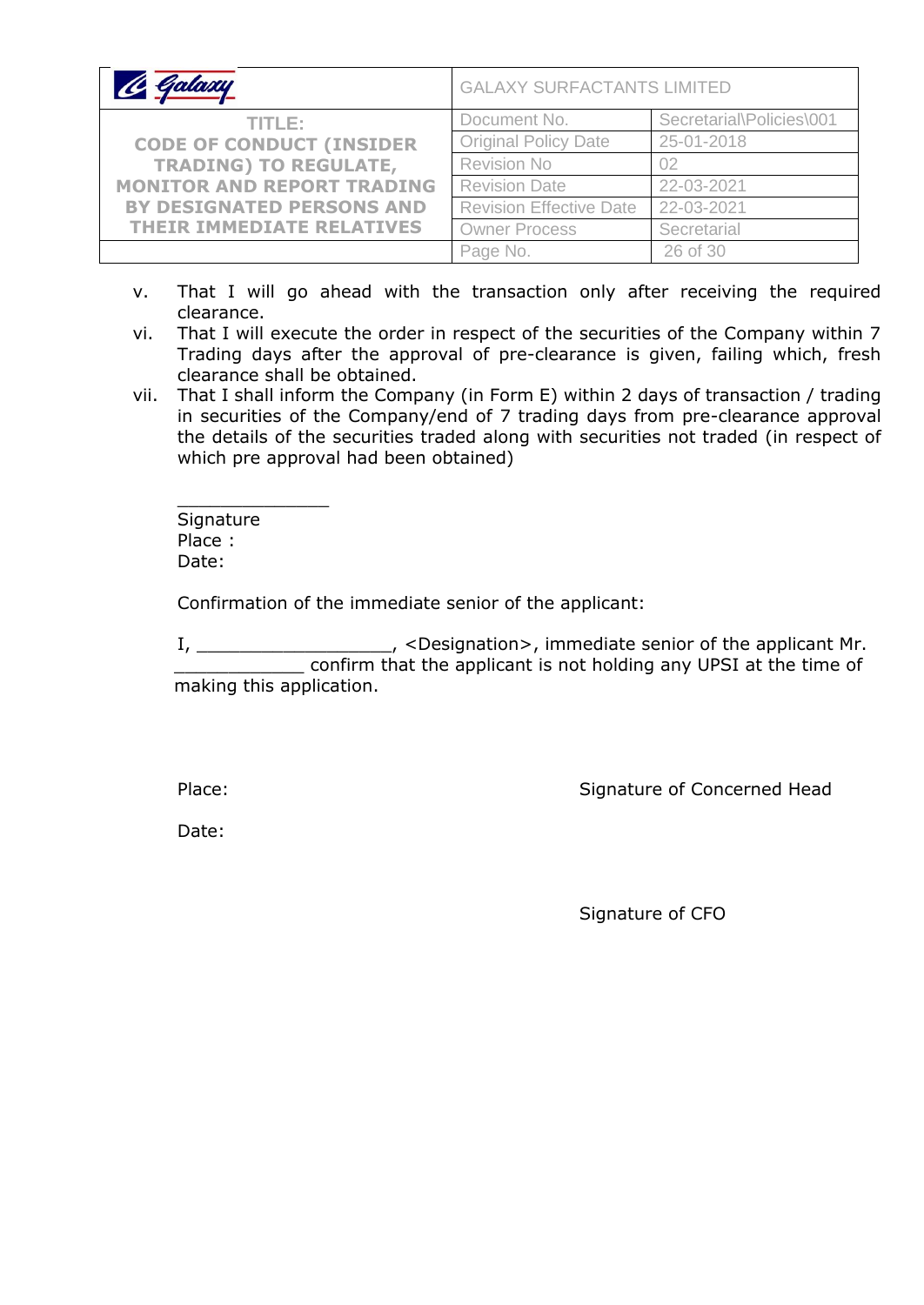v. That I will go ahead with the transaction only after receiving the required clearance.

vi. That I will execute the order in respect of the securities of the Company within 7 Trading days after the approval of pre-clearance is given, failing which, fresh clearance shall be obtained.

vii. That I shall inform the Company (in Form E) within 2 days of transaction / trading in securities of the Company/end of 7 trading days from pre-clearance approval the details of the securities traded along with securities not traded (in respect of which pre approval had been obtained)

_______________

Signature

Place :

Date:

Confirmation of the immediate senior of the applicant:

I, ___________________, <Designation>, immediate senior of the applicant Mr. ____________ confirm that the applicant is not holding any UPSI at the time of making this application.

Place: Signature of Concerned Head

Date:

Signature of CFO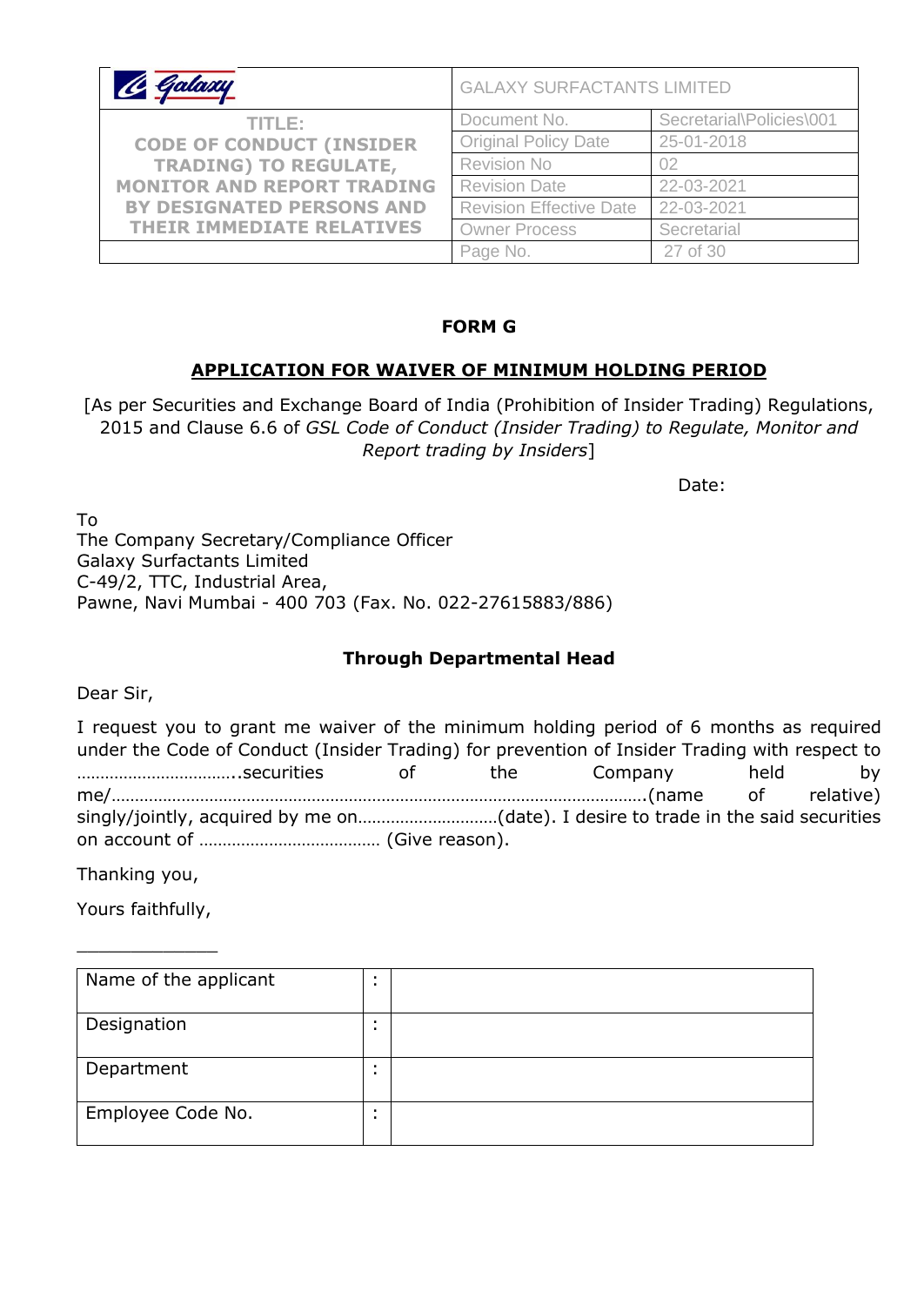**FORM G**

**APPLICATION FOR WAIVER OF MINIMUM HOLDING PERIOD**

[As per Securities and Exchange Board of India (Prohibition of Insider Trading) Regulations, 2015 and Clause 6.6 of *GSL Code of Conduct (Insider Trading) to Regulate, Monitor and Report trading by Insiders*]

Date:

To
The Company Secretary/Compliance Officer
Galaxy Surfactants Limited
C-49/2, TTC, Industrial Area,
Pawne, Navi Mumbai - 400 703 (Fax. No. 022-27615883/886)

**Through Departmental Head**

Dear Sir,

I request you to grant me waiver of the minimum holding period of 6 months as required under the Code of Conduct (Insider Trading) for prevention of Insider Trading with respect to …………………………..securities of the Company held by me/………………………………………………………………………………………………….(name of relative) singly/jointly, acquired by me on………………………(date). I desire to trade in the said securities on account of ………………………………… (Give reason).

Thanking you,

Yours faithfully,

\_\_\_\_\_\_\_\_\_\_\_\_\_\_

| Name of the applicant | : | |
|---|---|---|
| Designation | : | |
| Department | : | |
| Employee Code No. | : | |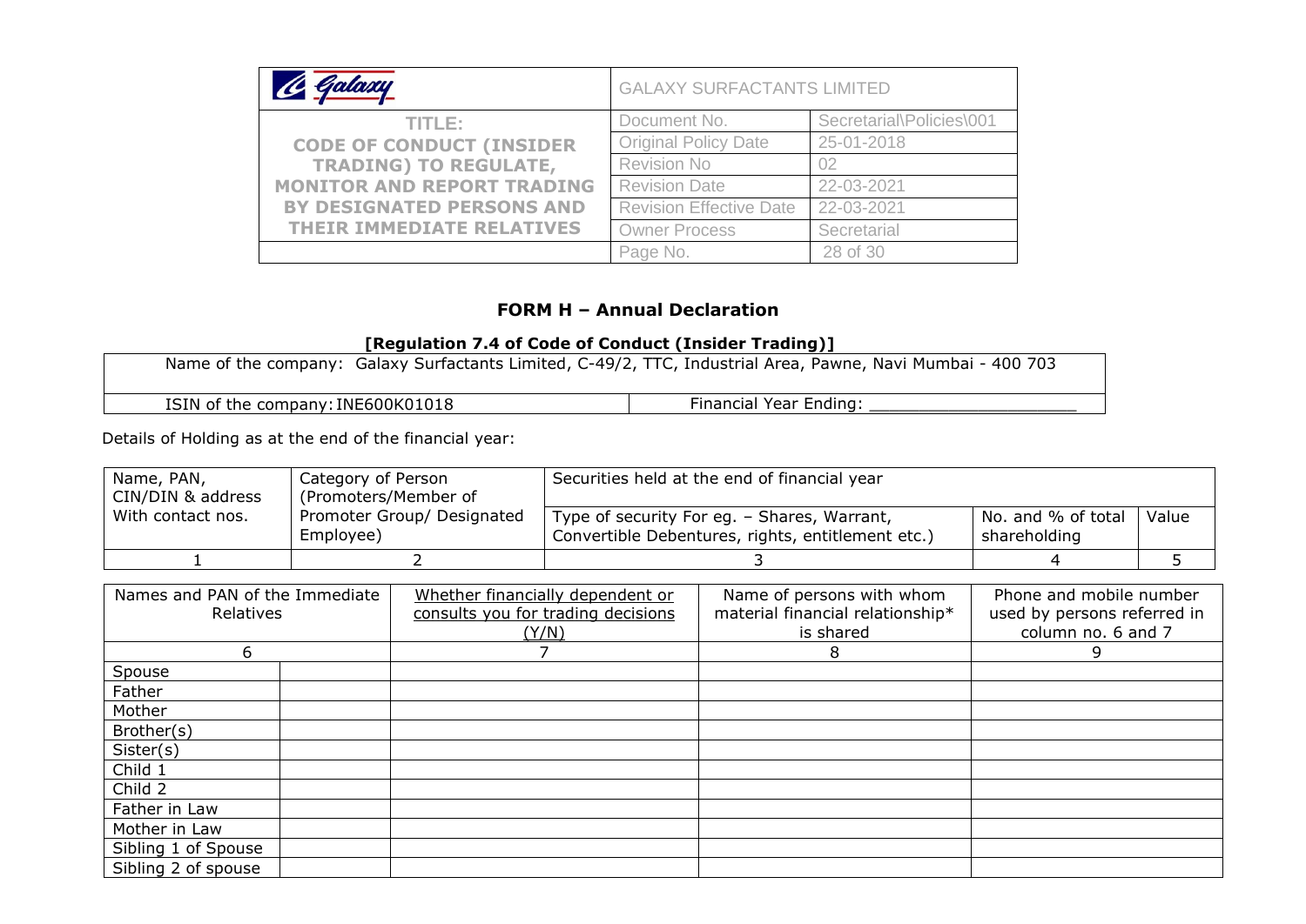## FORM H – Annual Declaration

**[Regulation 7.4 of Code of Conduct (Insider Trading)]**

| Name of the company: Galaxy Surfactants Limited, C-49/2, TTC, Industrial Area, Pawne, Navi Mumbai - 400 703 | |
|---|---|
| ISIN of the company: INE600K01018 | Financial Year Ending: ____________________ |

Details of Holding as at the end of the financial year:

| Name, PAN, CIN/DIN & address With contact nos. | Category of Person (Promoters/Member of Promoter Group/ Designated Employee) | Securities held at the end of financial year | | |
|---|---|---|---|---|
| | | Type of security For eg. – Shares, Warrant, Convertible Debentures, rights, entitlement etc.) | No. and % of total shareholding | Value |
| 1 | 2 | 3 | 4 | 5 |

| Names and PAN of the Immediate Relatives | | Whether financially dependent or consults you for trading decisions (Y/N) | Name of persons with whom material financial relationship* is shared | Phone and mobile number used by persons referred in column no. 6 and 7 |
|---|---|---|---|---|
| 6 | | 7 | 8 | 9 |
| Spouse | | | | |
| Father | | | | |
| Mother | | | | |
| Brother(s) | | | | |
| Sister(s) | | | | |
| Child 1 | | | | |
| Child 2 | | | | |
| Father in Law | | | | |
| Mother in Law | | | | |
| Sibling 1 of Spouse | | | | |
| Sibling 2 of spouse | | | | |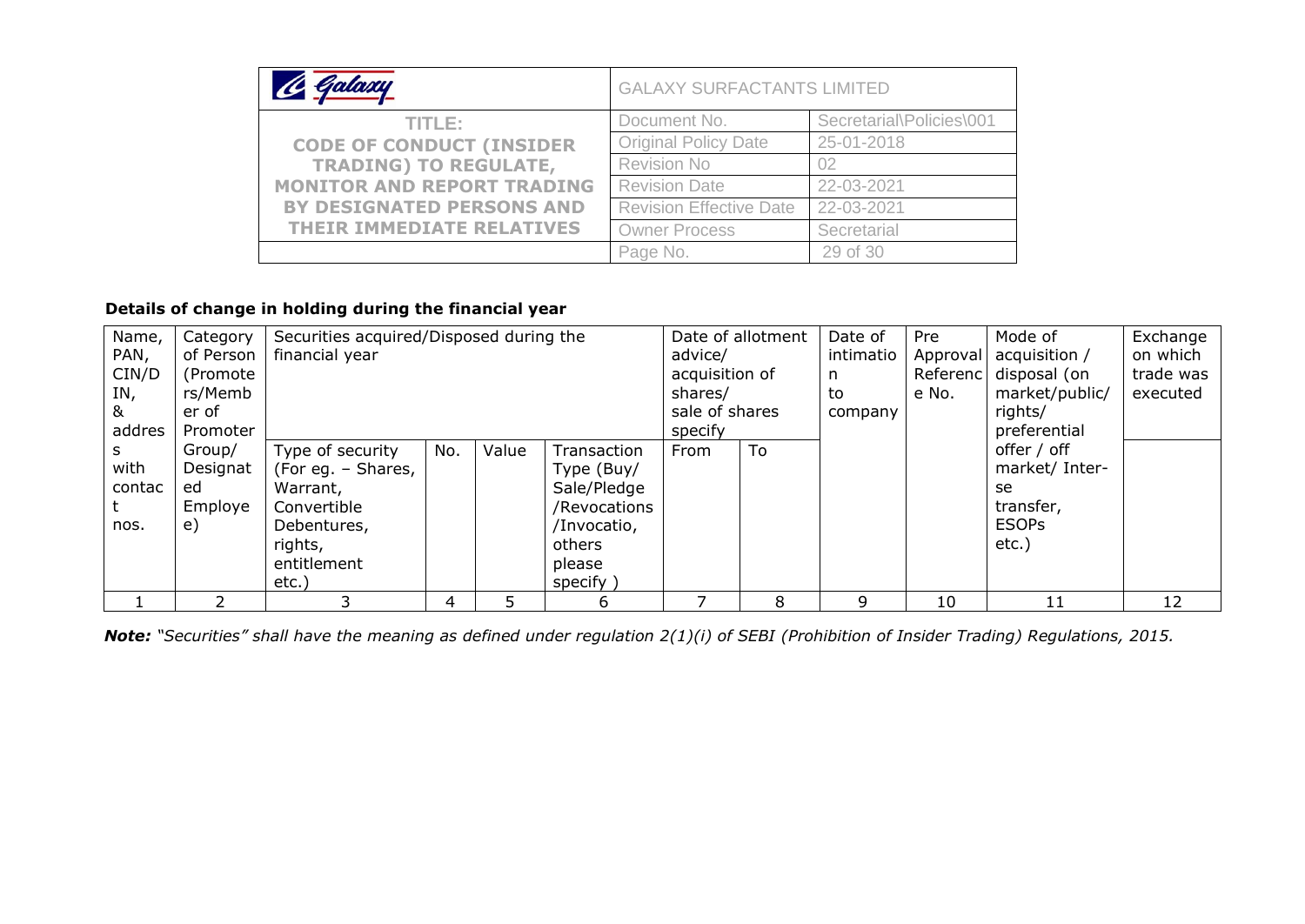**Details of change in holding during the financial year**

| Name, PAN, CIN/DIN, & address with contact nos. | Category of Person (Promoters/Member of Promoter Group/ Designated Employee) | Securities acquired/Disposed during the financial year | | | | Date of allotment advice/ acquisition of shares/ sale of shares specify | | Date of intimation to company | Pre Approval Reference No. | Mode of acquisition / disposal (on market/public/ rights/ preferential offer / off market/ Inter-se transfer, ESOPs etc.) | Exchange on which trade was executed |
|---|---|---|---|---|---|---|---|---|---|---|---|
| | | Type of security (For eg. – Shares, Warrant, Convertible Debentures, rights, entitlement etc.) | No. | Value | Transaction Type (Buy/ Sale/Pledge /Revocations /Invocatio, others please specify ) | From | To | | | | |
| 1 | 2 | 3 | 4 | 5 | 6 | 7 | 8 | 9 | 10 | 11 | 12 |

***Note:*** *"Securities" shall have the meaning as defined under regulation 2(1)(i) of SEBI (Prohibition of Insider Trading) Regulations, 2015.*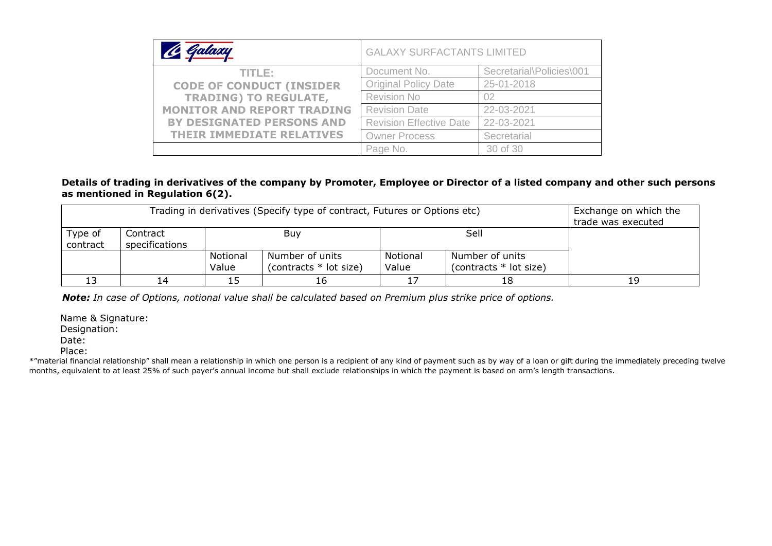**Details of trading in derivatives of the company by Promoter, Employee or Director of a listed company and other such persons as mentioned in Regulation 6(2).**

| Trading in derivatives (Specify type of contract, Futures or Options etc) | | | | | | Exchange on which the trade was executed |
|---|---|---|---|---|---|---|
| Type of contract | Contract specifications | Buy | | Sell | | |
| | | Notional Value | Number of units (contracts * lot size) | Notional Value | Number of units (contracts * lot size) | |
| 13 | 14 | 15 | 16 | 17 | 18 | 19 |

***Note:*** *In case of Options, notional value shall be calculated based on Premium plus strike price of options.*

Name & Signature:
Designation:
Date:
Place:

*"material financial relationship" shall mean a relationship in which one person is a recipient of any kind of payment such as by way of a loan or gift during the immediately preceding twelve months, equivalent to at least 25% of such payer's annual income but shall exclude relationships in which the payment is based on arm's length transactions.